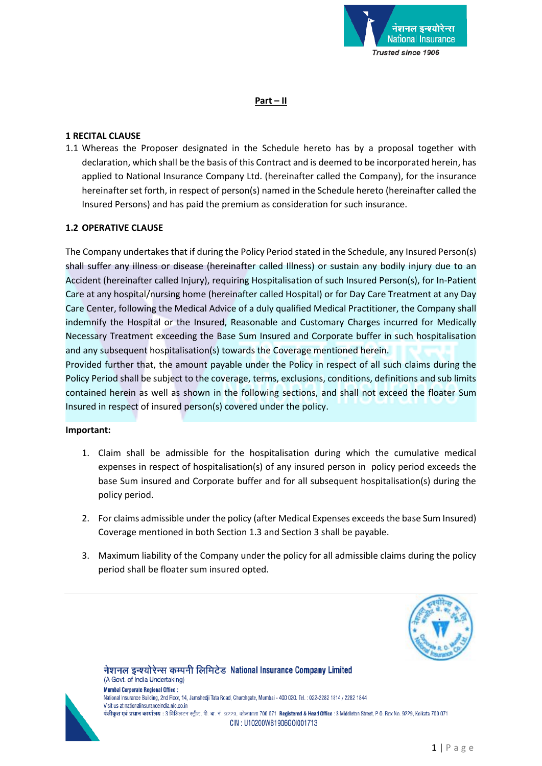**Part – II**

## 1 RECITAL CLAUSE

1.1 Whereas the Proposer designated in the Schedule hereto has by a proposal together with declaration, which shall be the basis of this Contract and is deemed to be incorporated herein, has applied to National Insurance Company Ltd. (hereinafter called the Company), for the insurance hereinafter set forth, in respect of person(s) named in the Schedule hereto (hereinafter called the Insured Persons) and has paid the premium as consideration for such insurance.

## 1.2 OPERATIVE CLAUSE

The Company undertakes that if during the Policy Period stated in the Schedule, any Insured Person(s) shall suffer any illness or disease (hereinafter called Illness) or sustain any bodily injury due to an Accident (hereinafter called Injury), requiring Hospitalisation of such Insured Person(s), for In-Patient Care at any hospital/nursing home (hereinafter called Hospital) or for Day Care Treatment at any Day Care Center, following the Medical Advice of a duly qualified Medical Practitioner, the Company shall indemnify the Hospital or the Insured, Reasonable and Customary Charges incurred for Medically Necessary Treatment exceeding the Base Sum Insured and Corporate buffer in such hospitalisation and any subsequent hospitalisation(s) towards the Coverage mentioned herein.

Provided further that, the amount payable under the Policy in respect of all such claims during the Policy Period shall be subject to the coverage, terms, exclusions, conditions, definitions and sub limits contained herein as well as shown in the following section, and shall not exceed the floater Sum Insured in respect of insured person(s) covered under the policy.

**Important:**

1. Claim shall be admissible for the hospitalisation during which the cumulative medical expenses in respect of hospitalisation(s) of any insured person in policy period exceeds the base Sum insured and Corporate buffer and for all subsequent hospitalisation(s) during the policy period.
2. For claims admissible under the policy (after Medical Expenses exceeds the base Sum Insured) Coverage mentioned in both Section 1.3 and Section 3 shall be payable.
3. Maximum liability of the Company under the policy for all admissible claims during the policy period shall be floater sum insured opted.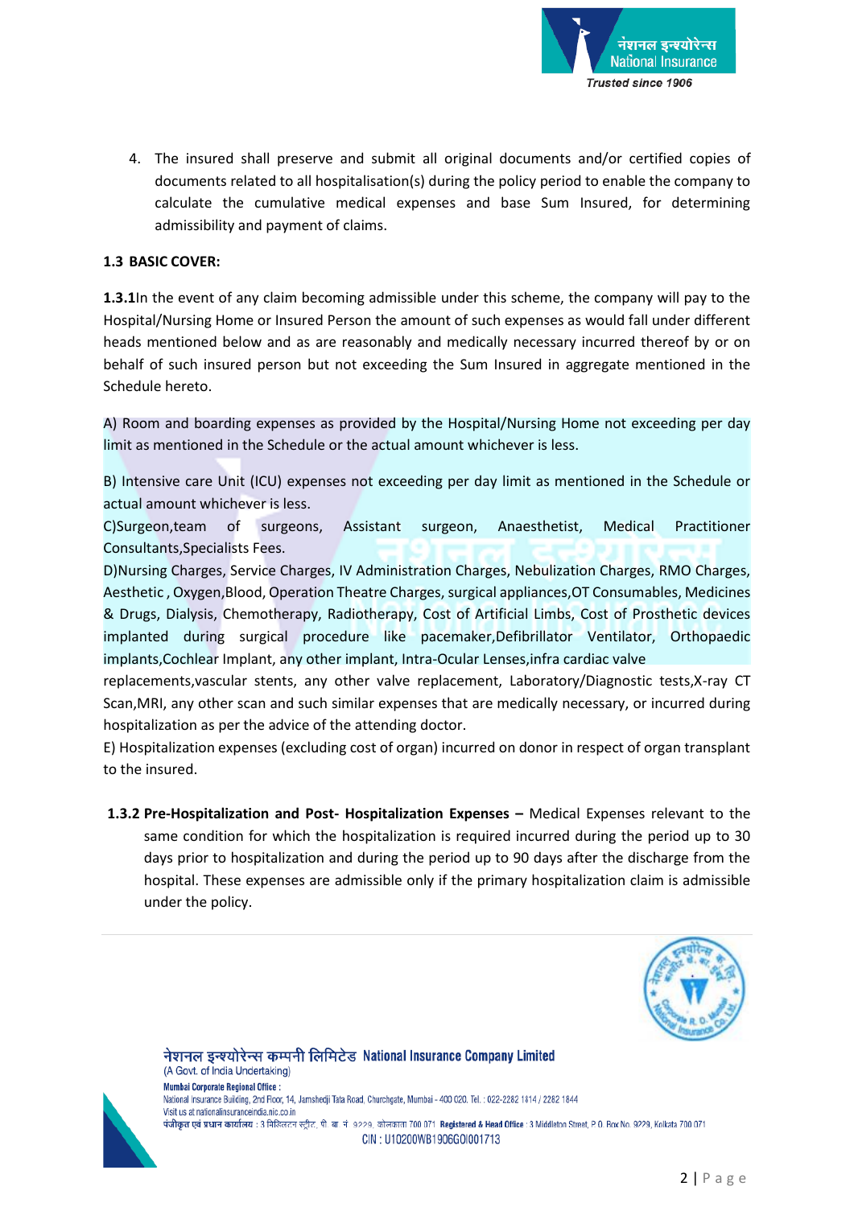4. The insured shall preserve and submit all original documents and/or certified copies of documents related to all hospitalisation(s) during the policy period to enable the company to calculate the cumulative medical expenses and base Sum Insured, for determining admissibility and payment of claims.

**1.3 BASIC COVER:**

**1.3.1**In the event of any claim becoming admissible under this scheme, the company will pay to the Hospital/Nursing Home or Insured Person the amount of such expenses as would fall under different heads mentioned below and as are reasonably and medically necessary incurred thereof by or on behalf of such insured person but not exceeding the Sum Insured in aggregate mentioned in the Schedule hereto.

A) Room and boarding expenses as provided by the Hospital/Nursing Home not exceeding per day limit as mentioned in the Schedule or the actual amount whichever is less.

B) Intensive care Unit (ICU) expenses not exceeding per day limit as mentioned in the Schedule or actual amount whichever is less.

C)Surgeon,team of surgeons, Assistant surgeon, Anaesthetist, Medical Practitioner Consultants,Specialists Fees.

D)Nursing Charges, Service Charges, IV Administration Charges, Nebulization Charges, RMO Charges, Aesthetic , Oxygen,Blood, Operation Theatre Charges, surgical appliances,OT Consumables, Medicines & Drugs, Dialysis, Chemotherapy, Radiotherapy, Cost of Artificial Limbs, Cost of Prosthetic devices implanted during surgical procedure like pacemaker,Defibrillator Ventilator, Orthopaedic implants,Cochlear Implant, any other implant, Intra-Ocular Lenses,infra cardiac valve replacements,vascular stents, any other valve replacement, Laboratory/Diagnostic tests,X-ray CT Scan,MRI, any other scan and such similar expenses that are medically necessary, or incurred during hospitalization as per the advice of the attending doctor.

E) Hospitalization expenses (excluding cost of organ) incurred on donor in respect of organ transplant to the insured.

**1.3.2 Pre-Hospitalization and Post- Hospitalization Expenses –** Medical Expenses relevant to the same condition for which the hospitalization is required incurred during the period up to 30 days prior to hospitalization and during the period up to 90 days after the discharge from the hospital. These expenses are admissible only if the primary hospitalization claim is admissible under the policy.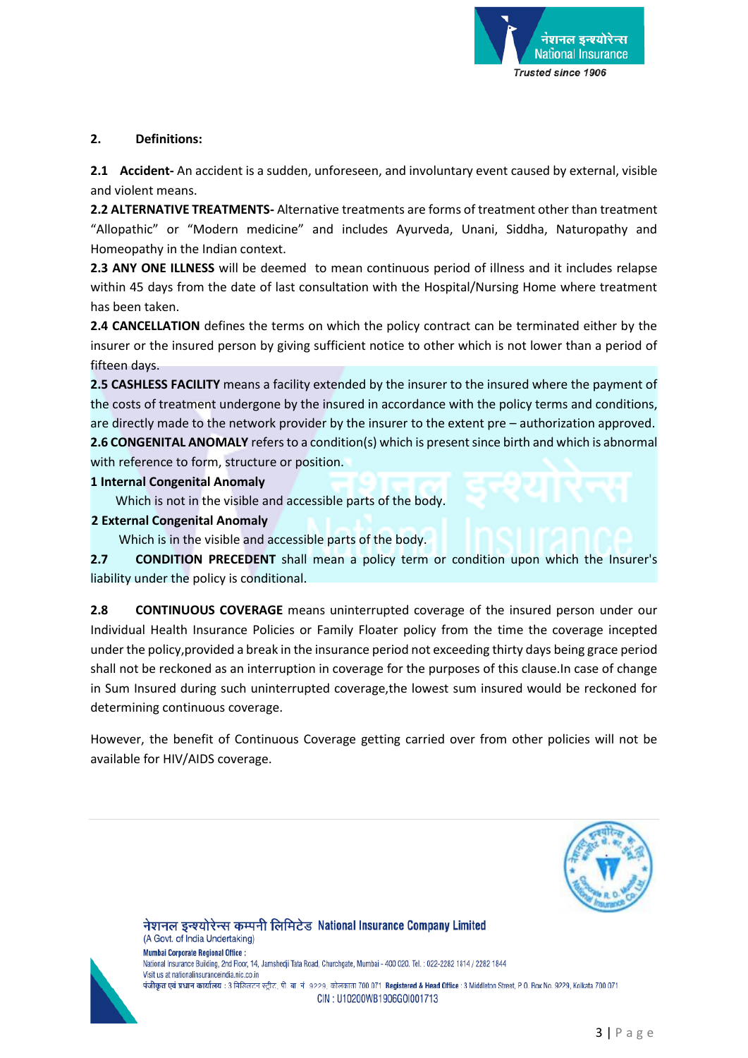## 2. Definitions:

**2.1 Accident-** An accident is a sudden, unforeseen, and involuntary event caused by external, visible and violent means.

**2.2 ALTERNATIVE TREATMENTS-** Alternative treatments are forms of treatment other than treatment "Allopathic" or "Modern medicine" and includes Ayurveda, Unani, Siddha, Naturopathy and Homeopathy in the Indian context.

**2.3 ANY ONE ILLNESS** will be deemed to mean continuous period of illness and it includes relapse within 45 days from the date of last consultation with the Hospital/Nursing Home where treatment has been taken.

**2.4 CANCELLATION** defines the terms on which the policy contract can be terminated either by the insurer or the insured person by giving sufficient notice to other which is not lower than a period of fifteen days.

**2.5 CASHLESS FACILITY** means a facility extended by the insurer to the insured where the payment of the costs of treatment undergone by the insured in accordance with the policy terms and conditions, are directly made to the network provider by the insurer to the extent pre – authorization approved.

**2.6 CONGENITAL ANOMALY** refers to a condition(s) which is present since birth and which is abnormal with reference to form, structure or position.

**1 Internal Congenital Anomaly**

Which is not in the visible and accessible parts of the body.

**2 External Congenital Anomaly**

Which is in the visible and accessible parts of the body.

**2.7 CONDITION PRECEDENT** shall mean a policy term or condition upon which the Insurer's liability under the policy is conditional.

**2.8 CONTINUOUS COVERAGE** means uninterrupted coverage of the insured person under our Individual Health Insurance Policies or Family Floater policy from the time the coverage incepted under the policy,provided a break in the insurance period not exceeding thirty days being grace period shall not be reckoned as an interruption in coverage for the purposes of this clause.In case of change in Sum Insured during such uninterrupted coverage,the lowest sum insured would be reckoned for determining continuous coverage.

However, the benefit of Continuous Coverage getting carried over from other policies will not be available for HIV/AIDS coverage.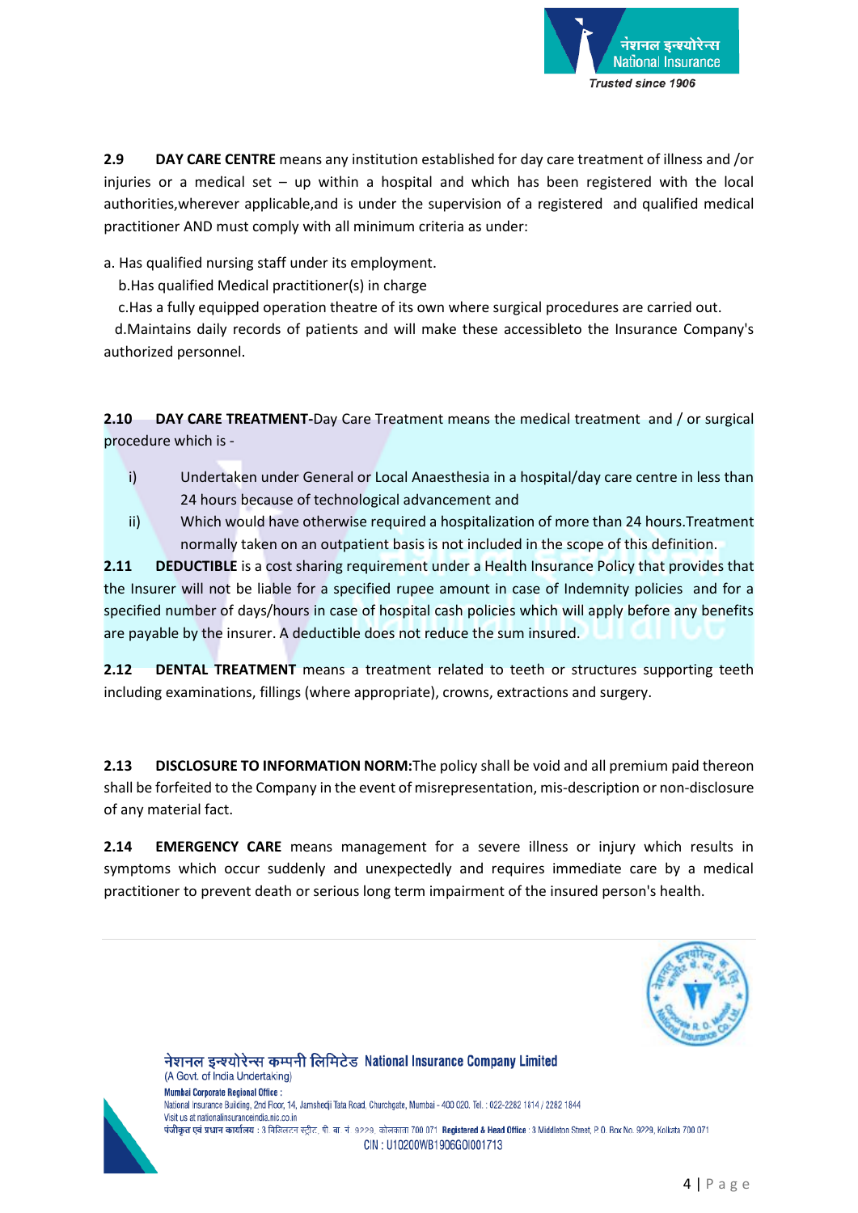**2.9 DAY CARE CENTRE** means any institution established for day care treatment of illness and /or injuries or a medical set – up within a hospital and which has been registered with the local authorities,wherever applicable,and is under the supervision of a registered and qualified medical practitioner AND must comply with all minimum criteria as under:

a. Has qualified nursing staff under its employment.

b. Has qualified Medical practitioner(s) in charge

c. Has a fully equipped operation theatre of its own where surgical procedures are carried out.

d. Maintains daily records of patients and will make these accessibleto the Insurance Company's authorized personnel.

**2.10 DAY CARE TREATMENT-**Day Care Treatment means the medical treatment and / or surgical procedure which is -

i) Undertaken under General or Local Anaesthesia in a hospital/day care centre in less than 24 hours because of technological advancement and

ii) Which would have otherwise required a hospitalization of more than 24 hours.Treatment normally taken on an outpatient basis is not included in the scope of this definition.

**2.11 DEDUCTIBLE** is a cost sharing requirement under a Health Insurance Policy that provides that the Insurer will not be liable for a specified rupee amount in case of Indemnity policies and for a specified number of days/hours in case of hospital cash policies which will apply before any benefits are payable by the insurer. A deductible does not reduce the sum insured.

**2.12 DENTAL TREATMENT** means a treatment related to teeth or structures supporting teeth including examinations, fillings (where appropriate), crowns, extractions and surgery.

**2.13 DISCLOSURE TO INFORMATION NORM:**The policy shall be void and all premium paid thereon shall be forfeited to the Company in the event of misrepresentation, mis-description or non-disclosure of any material fact.

**2.14 EMERGENCY CARE** means management for a severe illness or injury which results in symptoms which occur suddenly and unexpectedly and requires immediate care by a medical practitioner to prevent death or serious long term impairment of the insured person's health.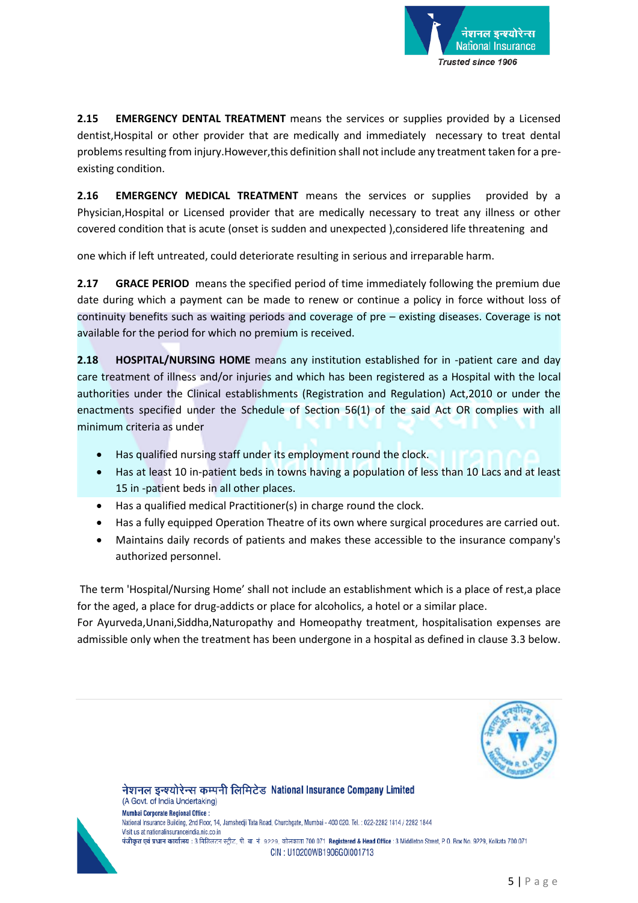**2.15 EMERGENCY DENTAL TREATMENT** means the services or supplies provided by a Licensed dentist,Hospital or other provider that are medically and immediately necessary to treat dental problems resulting from injury.However,this definition shall not include any treatment taken for a pre-existing condition.

**2.16 EMERGENCY MEDICAL TREATMENT** means the services or supplies provided by a Physician,Hospital or Licensed provider that are medically necessary to treat any illness or other covered condition that is acute (onset is sudden and unexpected ),considered life threatening and

one which if left untreated, could deteriorate resulting in serious and irreparable harm.

**2.17 GRACE PERIOD** means the specified period of time immediately following the premium due date during which a payment can be made to renew or continue a policy in force without loss of continuity benefits such as waiting periods and coverage of pre – existing diseases. Coverage is not available for the period for which no premium is received.

**2.18 HOSPITAL/NURSING HOME** means any institution established for in -patient care and day care treatment of illness and/or injuries and which has been registered as a Hospital with the local authorities under the Clinical establishments (Registration and Regulation) Act,2010 or under the enactments specified under the Schedule of Section 56(1) of the said Act OR complies with all minimum criteria as under

- Has qualified nursing staff under its employment round the clock.
- Has at least 10 in-patient beds in towns having a population of less than 10 Lacs and at least 15 in -patient beds in all other places.
- Has a qualified medical Practitioner(s) in charge round the clock.
- Has a fully equipped Operation Theatre of its own where surgical procedures are carried out.
- Maintains daily records of patients and makes these accessible to the insurance company's authorized personnel.

The term 'Hospital/Nursing Home' shall not include an establishment which is a place of rest,a place for the aged, a place for drug-addicts or place for alcoholics, a hotel or a similar place.

For Ayurveda,Unani,Siddha,Naturopathy and Homeopathy treatment, hospitalisation expenses are admissible only when the treatment has been undergone in a hospital as defined in clause 3.3 below.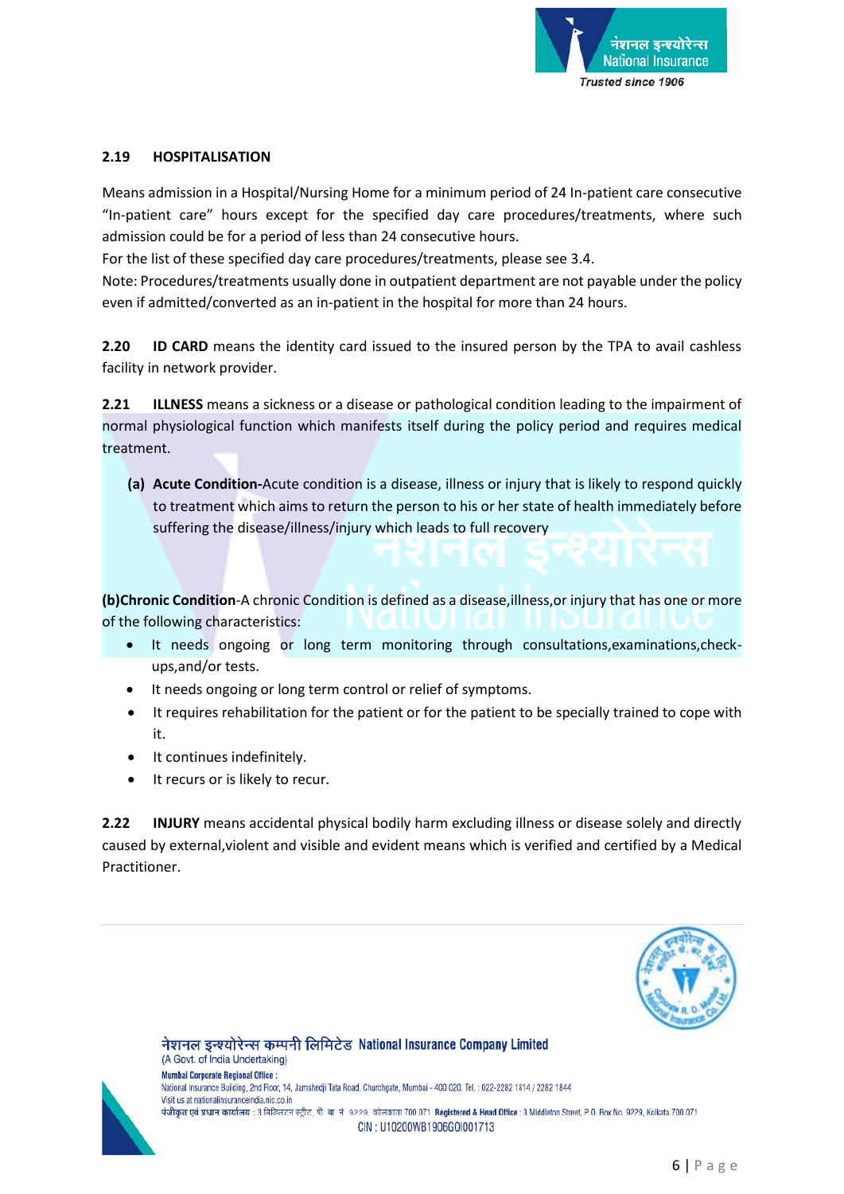### 2.19 HOSPITALISATION

Means admission in a Hospital/Nursing Home for a minimum period of 24 In-patient care consecutive "In-patient care" hours except for the specified day care procedures/treatments, where such admission could be for a period of less than 24 consecutive hours.

For the list of these specified day care procedures/treatments, please see 3.4.

Note: Procedures/treatments usually done in outpatient department are not payable under the policy even if admitted/converted as an in-patient in the hospital for more than 24 hours.

**2.20 ID CARD** means the identity card issued to the insured person by the TPA to avail cashless facility in network provider.

**2.21 ILLNESS** means a sickness or a disease or pathological condition leading to the impairment of normal physiological function which manifests itself during the policy period and requires medical treatment.

**(a) Acute Condition-**Acute condition is a disease, illness or injury that is likely to respond quickly to treatment which aims to return the person to his or her state of health immediately before suffering the disease/illness/injury which leads to full recovery

**(b)Chronic Condition**-A chronic Condition is defined as a disease,illness,or injury that has one or more of the following characteristics:

- It needs ongoing or long term monitoring through consultations,examinations,check-ups,and/or tests.
- It needs ongoing or long term control or relief of symptoms.
- It requires rehabilitation for the patient or for the patient to be specially trained to cope with it.
- It continues indefinitely.
- It recurs or is likely to recur.

**2.22 INJURY** means accidental physical bodily harm excluding illness or disease solely and directly caused by external,violent and visible and evident means which is verified and certified by a Medical Practitioner.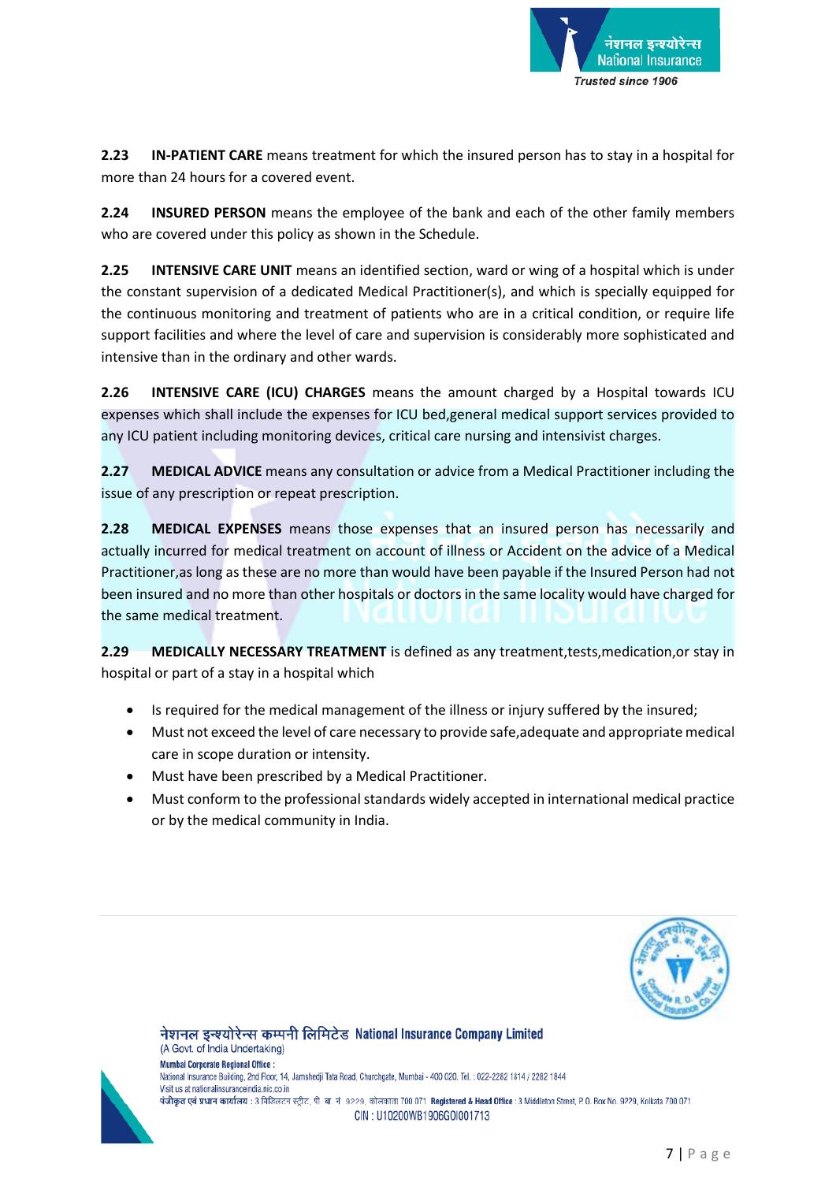**2.23 IN-PATIENT CARE** means treatment for which the insured person has to stay in a hospital for more than 24 hours for a covered event.

**2.24 INSURED PERSON** means the employee of the bank and each of the other family members who are covered under this policy as shown in the Schedule.

**2.25 INTENSIVE CARE UNIT** means an identified section, ward or wing of a hospital which is under the constant supervision of a dedicated Medical Practitioner(s), and which is specially equipped for the continuous monitoring and treatment of patients who are in a critical condition, or require life support facilities and where the level of care and supervision is considerably more sophisticated and intensive than in the ordinary and other wards.

**2.26 INTENSIVE CARE (ICU) CHARGES** means the amount charged by a Hospital towards ICU expenses which shall include the expenses for ICU bed,general medical support services provided to any ICU patient including monitoring devices, critical care nursing and intensivist charges.

**2.27 MEDICAL ADVICE** means any consultation or advice from a Medical Practitioner including the issue of any prescription or repeat prescription.

**2.28 MEDICAL EXPENSES** means those expenses that an insured person has necessarily and actually incurred for medical treatment on account of illness or Accident on the advice of a Medical Practitioner,as long as these are no more than would have been payable if the Insured Person had not been insured and no more than other hospitals or doctors in the same locality would have charged for the same medical treatment.

**2.29 MEDICALLY NECESSARY TREATMENT** is defined as any treatment,tests,medication,or stay in hospital or part of a stay in a hospital which

- Is required for the medical management of the illness or injury suffered by the insured;
- Must not exceed the level of care necessary to provide safe,adequate and appropriate medical care in scope duration or intensity.
- Must have been prescribed by a Medical Practitioner.
- Must conform to the professional standards widely accepted in international medical practice or by the medical community in India.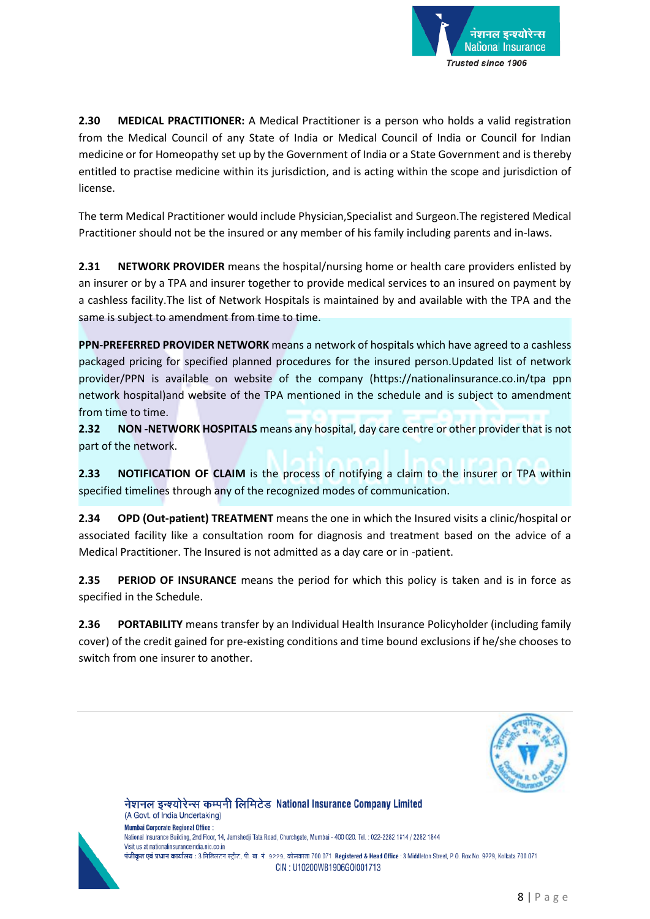**2.30 MEDICAL PRACTITIONER:** A Medical Practitioner is a person who holds a valid registration from the Medical Council of any State of India or Medical Council of India or Council for Indian medicine or for Homeopathy set up by the Government of India or a State Government and is thereby entitled to practise medicine within its jurisdiction, and is acting within the scope and jurisdiction of license.

The term Medical Practitioner would include Physician,Specialist and Surgeon.The registered Medical Practitioner should not be the insured or any member of his family including parents and in-laws.

**2.31 NETWORK PROVIDER** means the hospital/nursing home or health care providers enlisted by an insurer or by a TPA and insurer together to provide medical services to an insured on payment by a cashless facility.The list of Network Hospitals is maintained by and available with the TPA and the same is subject to amendment from time to time.

**PPN-PREFERRED PROVIDER NETWORK** means a network of hospitals which have agreed to a cashless packaged pricing for specified planned procedures for the insured person.Updated list of network provider/PPN is available on website of the company (https://nationalinsurance.co.in/tpa ppn network hospital)and website of the TPA mentioned in the schedule and is subject to amendment from time to time.

**2.32 NON -NETWORK HOSPITALS** means any hospital, day care centre or other provider that is not part of the network.

**2.33 NOTIFICATION OF CLAIM** is the process of notifying a claim to the insurer or TPA within specified timelines through any of the recognized modes of communication.

**2.34 OPD (Out-patient) TREATMENT** means the one in which the Insured visits a clinic/hospital or associated facility like a consultation room for diagnosis and treatment based on the advice of a Medical Practitioner. The Insured is not admitted as a day care or in -patient.

**2.35 PERIOD OF INSURANCE** means the period for which this policy is taken and is in force as specified in the Schedule.

**2.36 PORTABILITY** means transfer by an Individual Health Insurance Policyholder (including family cover) of the credit gained for pre-existing conditions and time bound exclusions if he/she chooses to switch from one insurer to another.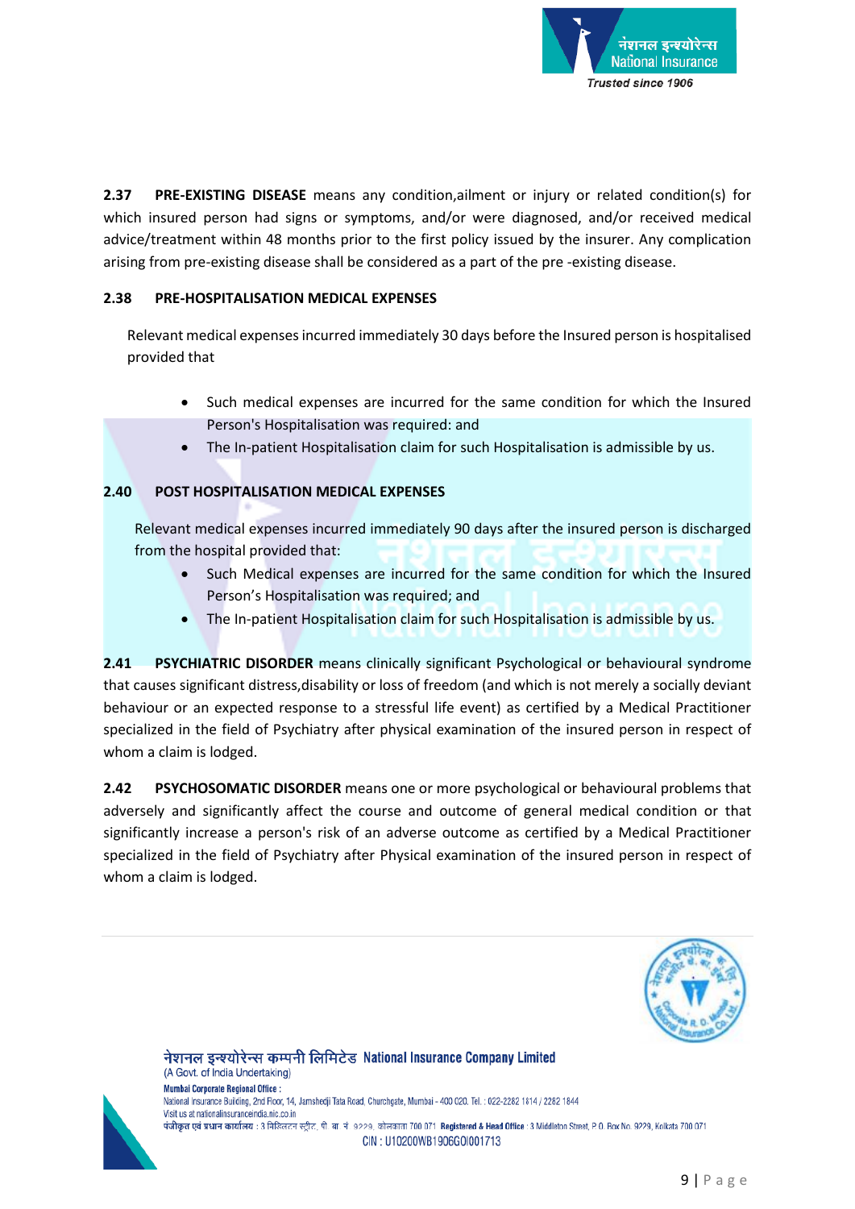**2.37 PRE-EXISTING DISEASE** means any condition,ailment or injury or related condition(s) for which insured person had signs or symptoms, and/or were diagnosed, and/or received medical advice/treatment within 48 months prior to the first policy issued by the insurer. Any complication arising from pre-existing disease shall be considered as a part of the pre -existing disease.

**2.38 PRE-HOSPITALISATION MEDICAL EXPENSES**

Relevant medical expenses incurred immediately 30 days before the Insured person is hospitalised provided that

- Such medical expenses are incurred for the same condition for which the Insured Person's Hospitalisation was required: and
- The In-patient Hospitalisation claim for such Hospitalisation is admissible by us.

**2.40 POST HOSPITALISATION MEDICAL EXPENSES**

Relevant medical expenses incurred immediately 90 days after the insured person is discharged from the hospital provided that:

- Such Medical expenses are incurred for the same condition for which the Insured Person's Hospitalisation was required; and
- The In-patient Hospitalisation claim for such Hospitalisation is admissible by us.

**2.41 PSYCHIATRIC DISORDER** means clinically significant Psychological or behavioural syndrome that causes significant distress,disability or loss of freedom (and which is not merely a socially deviant behaviour or an expected response to a stressful life event) as certified by a Medical Practitioner specialized in the field of Psychiatry after physical examination of the insured person in respect of whom a claim is lodged.

**2.42 PSYCHOSOMATIC DISORDER** means one or more psychological or behavioural problems that adversely and significantly affect the course and outcome of general medical condition or that significantly increase a person's risk of an adverse outcome as certified by a Medical Practitioner specialized in the field of Psychiatry after Physical examination of the insured person in respect of whom a claim is lodged.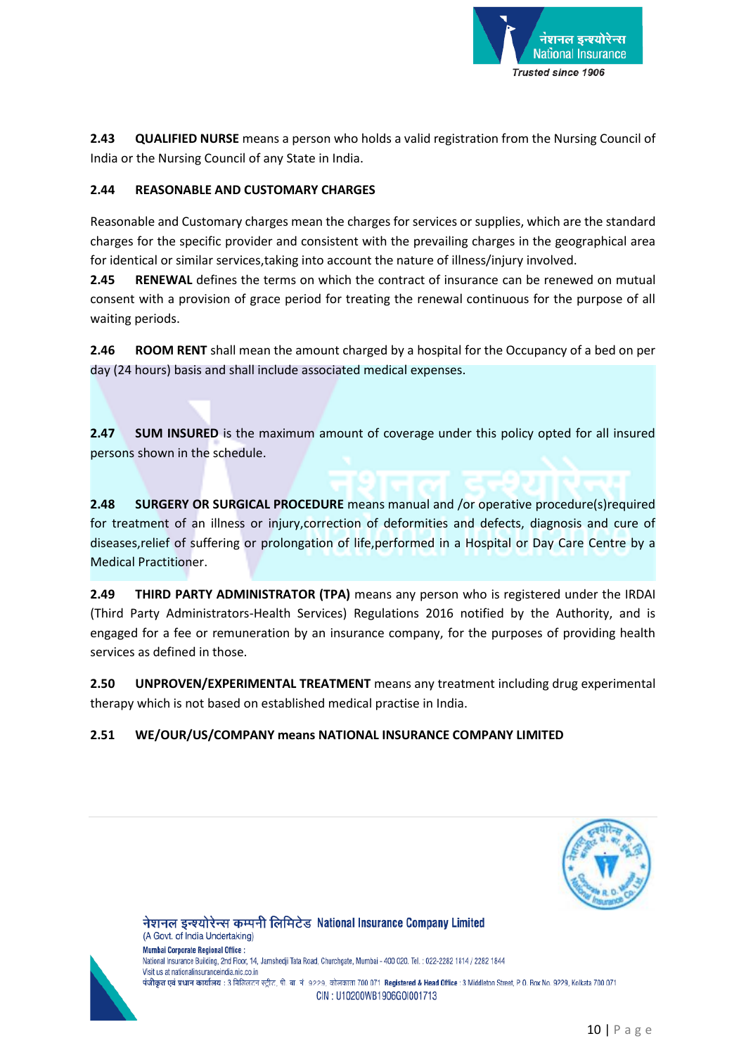**2.43 QUALIFIED NURSE** means a person who holds a valid registration from the Nursing Council of India or the Nursing Council of any State in India.

**2.44 REASONABLE AND CUSTOMARY CHARGES**

Reasonable and Customary charges mean the charges for services or supplies, which are the standard charges for the specific provider and consistent with the prevailing charges in the geographical area for identical or similar services,taking into account the nature of illness/injury involved.

**2.45 RENEWAL** defines the terms on which the contract of insurance can be renewed on mutual consent with a provision of grace period for treating the renewal continuous for the purpose of all waiting periods.

**2.46 ROOM RENT** shall mean the amount charged by a hospital for the Occupancy of a bed on per day (24 hours) basis and shall include associated medical expenses.

**2.47 SUM INSURED** is the maximum amount of coverage under this policy opted for all insured persons shown in the schedule.

**2.48 SURGERY OR SURGICAL PROCEDURE** means manual and /or operative procedure(s)required for treatment of an illness or injury,correction of deformities and defects, diagnosis and cure of diseases,relief of suffering or prolongation of life,performed in a Hospital or Day Care Centre by a Medical Practitioner.

**2.49 THIRD PARTY ADMINISTRATOR (TPA)** means any person who is registered under the IRDAI (Third Party Administrators-Health Services) Regulations 2016 notified by the Authority, and is engaged for a fee or remuneration by an insurance company, for the purposes of providing health services as defined in those.

**2.50 UNPROVEN/EXPERIMENTAL TREATMENT** means any treatment including drug experimental therapy which is not based on established medical practise in India.

**2.51 WE/OUR/US/COMPANY means NATIONAL INSURANCE COMPANY LIMITED**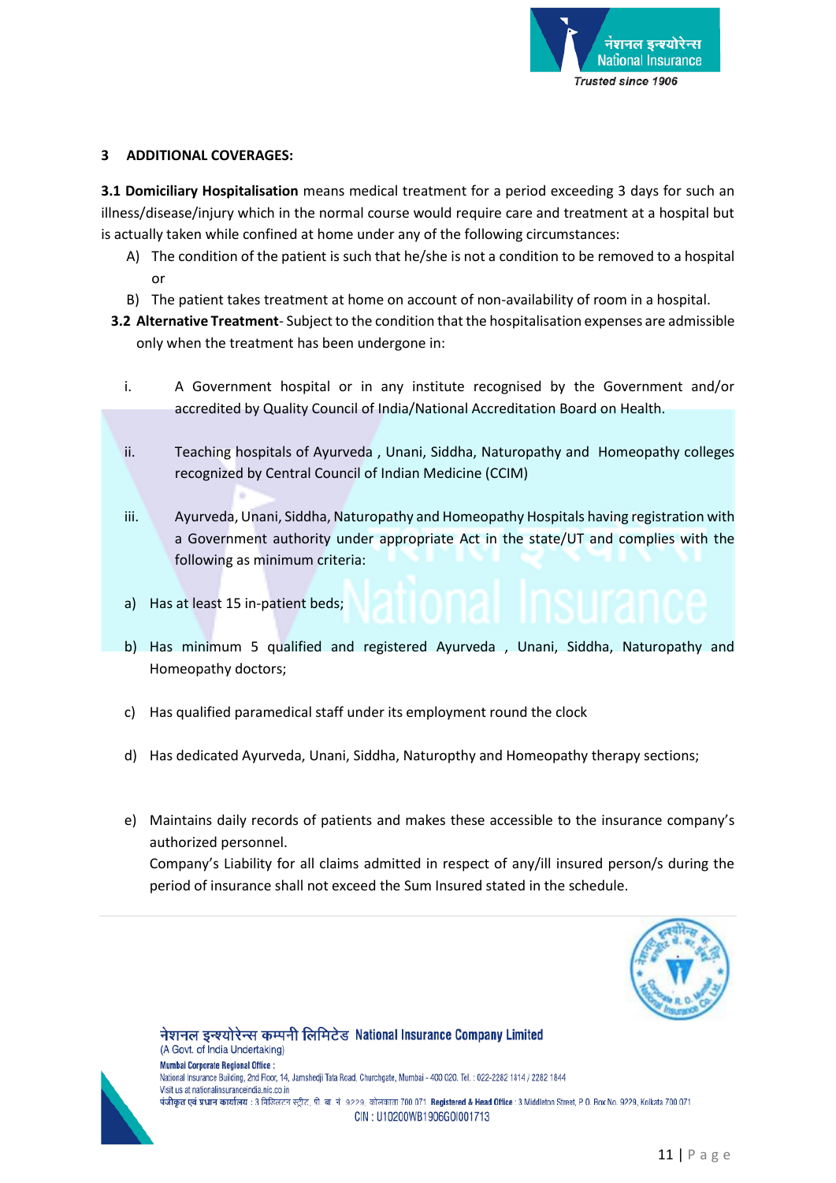## 3 ADDITIONAL COVERAGES:

**3.1 Domiciliary Hospitalisation** means medical treatment for a period exceeding 3 days for such an illness/disease/injury which in the normal course would require care and treatment at a hospital but is actually taken while confined at home under any of the following circumstances:

A) The condition of the patient is such that he/she is not a condition to be removed to a hospital or

B) The patient takes treatment at home on account of non-availability of room in a hospital.

**3.2 Alternative Treatment**- Subject to the condition that the hospitalisation expenses are admissible only when the treatment has been undergone in:

i. A Government hospital or in any institute recognised by the Government and/or accredited by Quality Council of India/National Accreditation Board on Health.

ii. Teaching hospitals of Ayurveda , Unani, Siddha, Naturopathy and Homeopathy colleges recognized by Central Council of Indian Medicine (CCIM)

iii. Ayurveda, Unani, Siddha, Naturopathy and Homeopathy Hospitals having registration with a Government authority under appropriate Act in the state/UT and complies with the following as minimum criteria:

a) Has at least 15 in-patient beds;

b) Has minimum 5 qualified and registered Ayurveda , Unani, Siddha, Naturopathy and Homeopathy doctors;

c) Has qualified paramedical staff under its employment round the clock

d) Has dedicated Ayurveda, Unani, Siddha, Naturopthy and Homeopathy therapy sections;

e) Maintains daily records of patients and makes these accessible to the insurance company's authorized personnel.

Company's Liability for all claims admitted in respect of any/ill insured person/s during the period of insurance shall not exceed the Sum Insured stated in the schedule.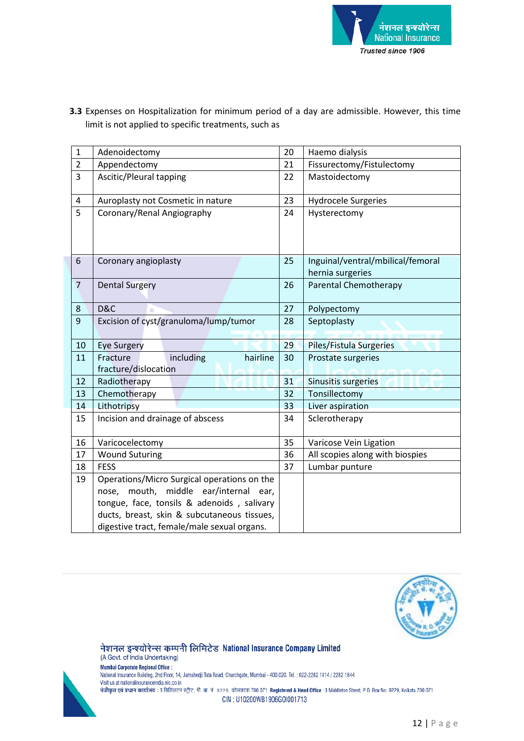**3.3** Expenses on Hospitalization for minimum period of a day are admissible. However, this time limit is not applied to specific treatments, such as

| 1 | Adenoidectomy | 20 | Haemo dialysis |
|---|---|---|---|
| 2 | Appendectomy | 21 | Fissurectomy/Fistulectomy |
| 3 | Ascitic/Pleural tapping | 22 | Mastoidectomy |
| 4 | Auroplasty not Cosmetic in nature | 23 | Hydrocele Surgeries |
| 5 | Coronary/Renal Angiography | 24 | Hysterectomy |
| 6 | Coronary angioplasty | 25 | Inguinal/ventral/mbilical/femoral hernia surgeries |
| 7 | Dental Surgery | 26 | Parental Chemotherapy |
| 8 | D&C | 27 | Polypectomy |
| 9 | Excision of cyst/granuloma/lump/tumor | 28 | Septoplasty |
| 10 | Eye Surgery | 29 | Piles/Fistula Surgeries |
| 11 | Fracture including hairline fracture/dislocation | 30 | Prostate surgeries |
| 12 | Radiotherapy | 31 | Sinusitis surgeries |
| 13 | Chemotherapy | 32 | Tonsillectomy |
| 14 | Lithotripsy | 33 | Liver aspiration |
| 15 | Incision and drainage of abscess | 34 | Sclerotherapy |
| 16 | Varicocelectomy | 35 | Varicose Vein Ligation |
| 17 | Wound Suturing | 36 | All scopies along with biospies |
| 18 | FESS | 37 | Lumbar punture |
| 19 | Operations/Micro Surgical operations on the nose, mouth, middle ear/internal ear, tongue, face, tonsils & adenoids , salivary ducts, breast, skin & subcutaneous tissues, digestive tract, female/male sexual organs. | | |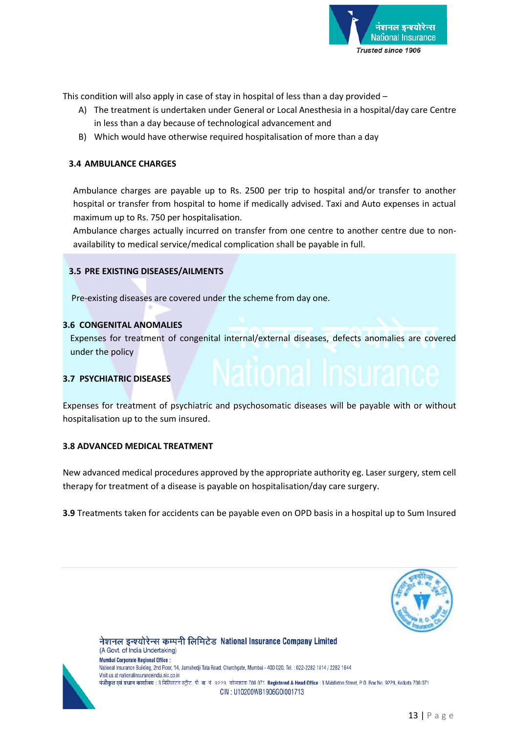This condition will also apply in case of stay in hospital of less than a day provided –

A) The treatment is undertaken under General or Local Anesthesia in a hospital/day care Centre in less than a day because of technological advancement and
B) Which would have otherwise required hospitalisation of more than a day

### 3.4 AMBULANCE CHARGES

Ambulance charges are payable up to Rs. 2500 per trip to hospital and/or transfer to another hospital or transfer from hospital to home if medically advised. Taxi and Auto expenses in actual maximum up to Rs. 750 per hospitalisation.

Ambulance charges actually incurred on transfer from one centre to another centre due to non-availability to medical service/medical complication shall be payable in full.

### 3.5 PRE EXISTING DISEASES/AILMENTS

Pre-existing diseases are covered under the scheme from day one.

### 3.6 CONGENITAL ANOMALIES

Expenses for treatment of congenital internal/external diseases, defects anomalies are covered under the policy

### 3.7 PSYCHIATRIC DISEASES

Expenses for treatment of psychiatric and psychosomatic diseases will be payable with or without hospitalisation up to the sum insured.

### 3.8 ADVANCED MEDICAL TREATMENT

New advanced medical procedures approved by the appropriate authority eg. Laser surgery, stem cell therapy for treatment of a disease is payable on hospitalisation/day care surgery.

**3.9** Treatments taken for accidents can be payable even on OPD basis in a hospital up to Sum Insured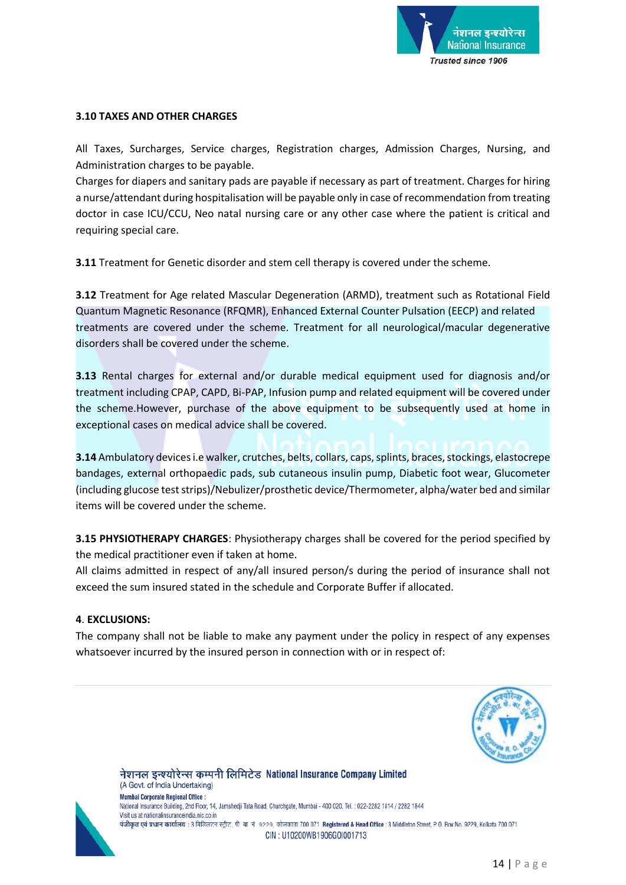### 3.10 TAXES AND OTHER CHARGES

All Taxes, Surcharges, Service charges, Registration charges, Admission Charges, Nursing, and Administration charges to be payable.
Charges for diapers and sanitary pads are payable if necessary as part of treatment. Charges for hiring a nurse/attendant during hospitalisation will be payable only in case of recommendation from treating doctor in case ICU/CCU, Neo natal nursing care or any other case where the patient is critical and requiring special care.

**3.11** Treatment for Genetic disorder and stem cell therapy is covered under the scheme.

**3.12** Treatment for Age related Mascular Degeneration (ARMD), treatment such as Rotational Field Quantum Magnetic Resonance (RFQMR), Enhanced External Counter Pulsation (EECP) and related treatments are covered under the scheme. Treatment for all neurological/macular degenerative disorders shall be covered under the scheme.

**3.13** Rental charges for external and/or durable medical equipment used for diagnosis and/or treatment including CPAP, CAPD, Bi-PAP, Infusion pump and related equipment will be covered under the scheme.However, purchase of the above equipment to be subsequently used at home in exceptional cases on medical advice shall be covered.

**3.14** Ambulatory devices i.e walker, crutches, belts, collars, caps, splints, braces, stockings, elastocrepe bandages, external orthopaedic pads, sub cutaneous insulin pump, Diabetic foot wear, Glucometer (including glucose test strips)/Nebulizer/prosthetic device/Thermometer, alpha/water bed and similar items will be covered under the scheme.

**3.15 PHYSIOTHERAPY CHARGES**: Physiotherapy charges shall be covered for the period specified by the medical practitioner even if taken at home.
All claims admitted in respect of any/all insured person/s during the period of insurance shall not exceed the sum insured stated in the schedule and Corporate Buffer if allocated.

### 4. EXCLUSIONS:

The company shall not be liable to make any payment under the policy in respect of any expenses whatsoever incurred by the insured person in connection with or in respect of: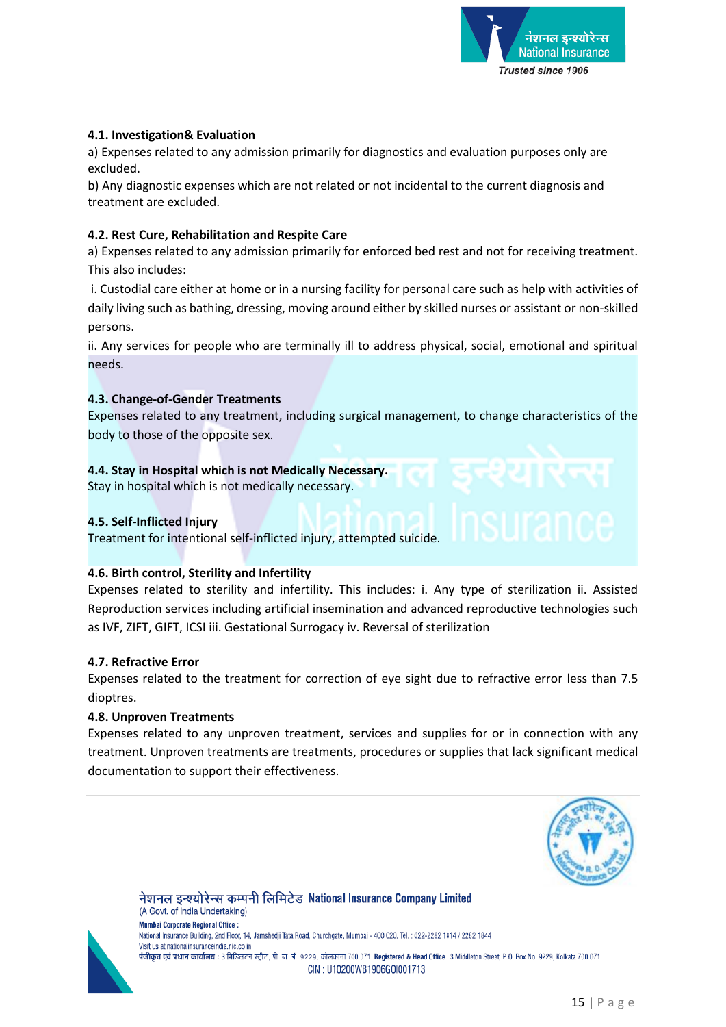#### 4.1. Investigation& Evaluation

a) Expenses related to any admission primarily for diagnostics and evaluation purposes only are excluded.

b) Any diagnostic expenses which are not related or not incidental to the current diagnosis and treatment are excluded.

#### 4.2. Rest Cure, Rehabilitation and Respite Care

a) Expenses related to any admission primarily for enforced bed rest and not for receiving treatment. This also includes:

i. Custodial care either at home or in a nursing facility for personal care such as help with activities of daily living such as bathing, dressing, moving around either by skilled nurses or assistant or non-skilled persons.

ii. Any services for people who are terminally ill to address physical, social, emotional and spiritual needs.

#### 4.3. Change-of-Gender Treatments

Expenses related to any treatment, including surgical management, to change characteristics of the body to those of the opposite sex.

#### 4.4. Stay in Hospital which is not Medically Necessary.

Stay in hospital which is not medically necessary.

#### 4.5. Self-Inflicted Injury

Treatment for intentional self-inflicted injury, attempted suicide.

#### 4.6. Birth control, Sterility and Infertility

Expenses related to sterility and infertility. This includes: i. Any type of sterilization ii. Assisted Reproduction services including artificial insemination and advanced reproductive technologies such as IVF, ZIFT, GIFT, ICSI iii. Gestational Surrogacy iv. Reversal of sterilization

#### 4.7. Refractive Error

Expenses related to the treatment for correction of eye sight due to refractive error less than 7.5 dioptres.

#### 4.8. Unproven Treatments

Expenses related to any unproven treatment, services and supplies for or in connection with any treatment. Unproven treatments are treatments, procedures or supplies that lack significant medical documentation to support their effectiveness.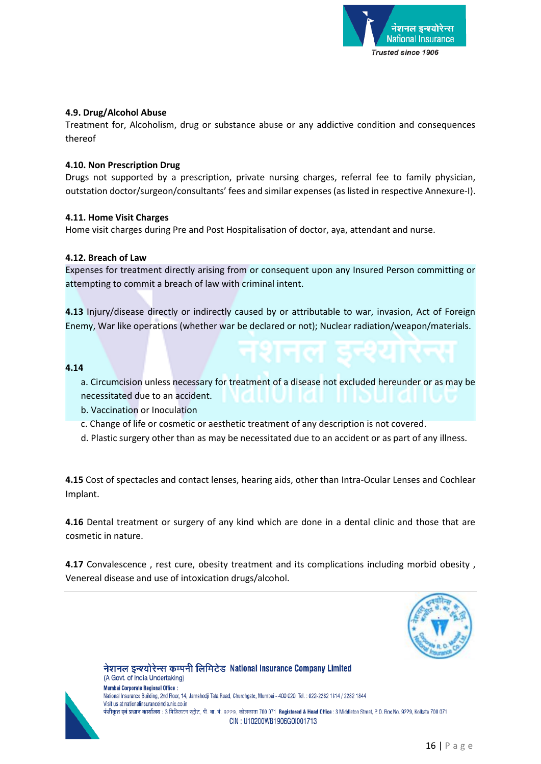**4.9. Drug/Alcohol Abuse**

Treatment for, Alcoholism, drug or substance abuse or any addictive condition and consequences thereof

**4.10. Non Prescription Drug**

Drugs not supported by a prescription, private nursing charges, referral fee to family physician, outstation doctor/surgeon/consultants' fees and similar expenses (as listed in respective Annexure-I).

**4.11. Home Visit Charges**

Home visit charges during Pre and Post Hospitalisation of doctor, aya, attendant and nurse.

**4.12. Breach of Law**

Expenses for treatment directly arising from or consequent upon any Insured Person committing or attempting to commit a breach of law with criminal intent.

**4.13** Injury/disease directly or indirectly caused by or attributable to war, invasion, Act of Foreign Enemy, War like operations (whether war be declared or not); Nuclear radiation/weapon/materials.

**4.14**

a. Circumcision unless necessary for treatment of a disease not excluded hereunder or as may be necessitated due to an accident.
b. Vaccination or Inoculation
c. Change of life or cosmetic or aesthetic treatment of any description is not covered.
d. Plastic surgery other than as may be necessitated due to an accident or as part of any illness.

**4.15** Cost of spectacles and contact lenses, hearing aids, other than Intra-Ocular Lenses and Cochlear Implant.

**4.16** Dental treatment or surgery of any kind which are done in a dental clinic and those that are cosmetic in nature.

**4.17** Convalescence , rest cure, obesity treatment and its complications including morbid obesity , Venereal disease and use of intoxication drugs/alcohol.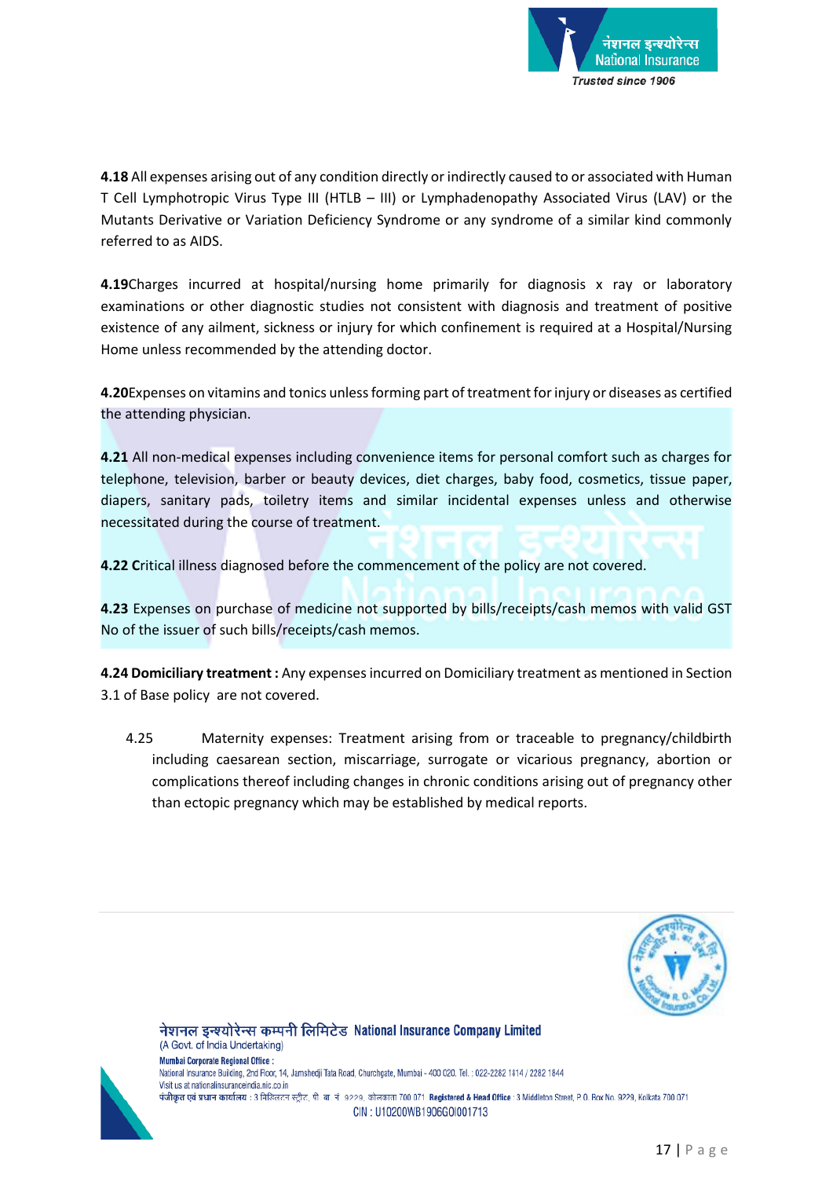**4.18** All expenses arising out of any condition directly or indirectly caused to or associated with Human T Cell Lymphotropic Virus Type III (HTLB – III) or Lymphadenopathy Associated Virus (LAV) or the Mutants Derivative or Variation Deficiency Syndrome or any syndrome of a similar kind commonly referred to as AIDS.

**4.19**Charges incurred at hospital/nursing home primarily for diagnosis x ray or laboratory examinations or other diagnostic studies not consistent with diagnosis and treatment of positive existence of any ailment, sickness or injury for which confinement is required at a Hospital/Nursing Home unless recommended by the attending doctor.

**4.20**Expenses on vitamins and tonics unless forming part of treatment for injury or diseases as certified the attending physician.

**4.21** All non-medical expenses including convenience items for personal comfort such as charges for telephone, television, barber or beauty devices, diet charges, baby food, cosmetics, tissue paper, diapers, sanitary pads, toiletry items and similar incidental expenses unless and otherwise necessitated during the course of treatment.

**4.22 C**ritical illness diagnosed before the commencement of the policy are not covered.

**4.23** Expenses on purchase of medicine not supported by bills/receipts/cash memos with valid GST No of the issuer of such bills/receipts/cash memos.

**4.24 Domiciliary treatment :** Any expenses incurred on Domiciliary treatment as mentioned in Section 3.1 of Base policy are not covered.

4.25 Maternity expenses: Treatment arising from or traceable to pregnancy/childbirth including caesarean section, miscarriage, surrogate or vicarious pregnancy, abortion or complications thereof including changes in chronic conditions arising out of pregnancy other than ectopic pregnancy which may be established by medical reports.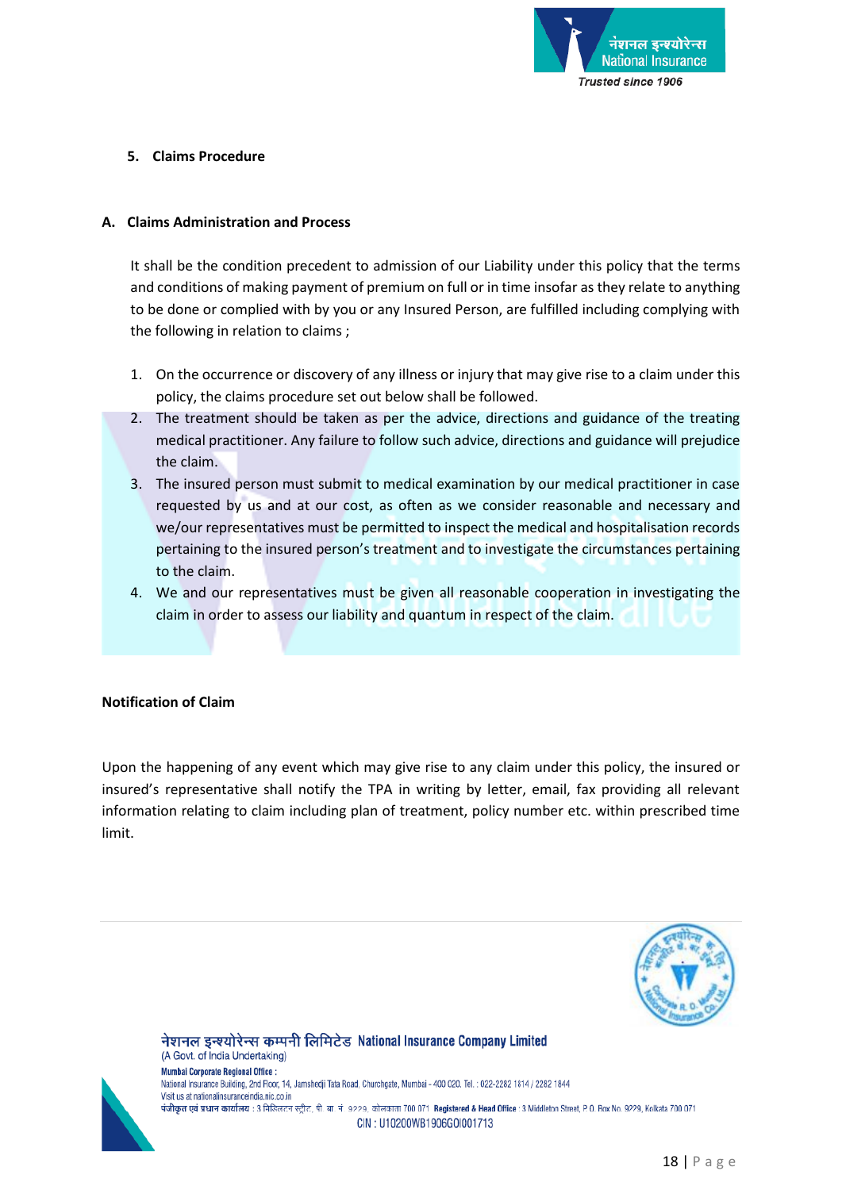## 5. Claims Procedure

### A. Claims Administration and Process

It shall be the condition precedent to admission of our Liability under this policy that the terms and conditions of making payment of premium on full or in time insofar as they relate to anything to be done or complied with by you or any Insured Person, are fulfilled including complying with the following in relation to claims ;

1. On the occurrence or discovery of any illness or injury that may give rise to a claim under this policy, the claims procedure set out below shall be followed.
2. The treatment should be taken as per the advice, directions and guidance of the treating medical practitioner. Any failure to follow such advice, directions and guidance will prejudice the claim.
3. The insured person must submit to medical examination by our medical practitioner in case requested by us and at our cost, as often as we consider reasonable and necessary and we/our representatives must be permitted to inspect the medical and hospitalisation records pertaining to the insured person's treatment and to investigate the circumstances pertaining to the claim.
4. We and our representatives must be given all reasonable cooperation in investigating the claim in order to assess our liability and quantum in respect of the claim.

**Notification of Claim**

Upon the happening of any event which may give rise to any claim under this policy, the insured or insured's representative shall notify the TPA in writing by letter, email, fax providing all relevant information relating to claim including plan of treatment, policy number etc. within prescribed time limit.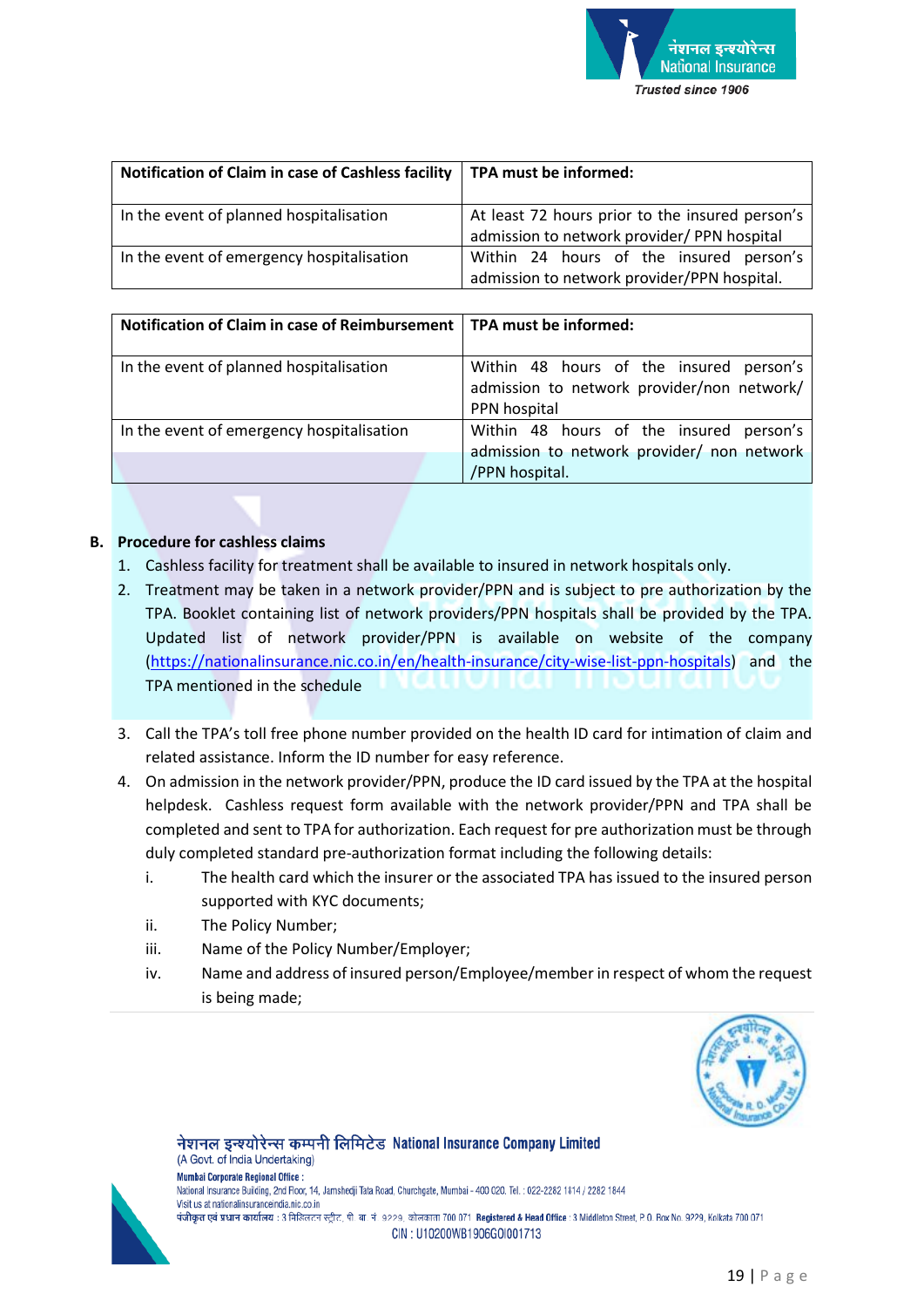| Notification of Claim in case of Cashless facility | TPA must be informed: |
|---|---|
| In the event of planned hospitalisation | At least 72 hours prior to the insured person's admission to network provider/ PPN hospital |
| In the event of emergency hospitalisation | Within 24 hours of the insured person's admission to network provider/PPN hospital. |

| Notification of Claim in case of Reimbursement | TPA must be informed: |
|---|---|
| In the event of planned hospitalisation | Within 48 hours of the insured person's admission to network provider/non network/ PPN hospital |
| In the event of emergency hospitalisation | Within 48 hours of the insured person's admission to network provider/ non network /PPN hospital. |

**B. Procedure for cashless claims**

1. Cashless facility for treatment shall be available to insured in network hospitals only.
2. Treatment may be taken in a network provider/PPN and is subject to pre authorization by the TPA. Booklet containing list of network providers/PPN hospitals shall be provided by the TPA. Updated list of network provider/PPN is available on website of the company (https://nationalinsurance.nic.co.in/en/health-insurance/city-wise-list-ppn-hospitals) and the TPA mentioned in the schedule
3. Call the TPA's toll free phone number provided on the health ID card for intimation of claim and related assistance. Inform the ID number for easy reference.
4. On admission in the network provider/PPN, produce the ID card issued by the TPA at the hospital helpdesk. Cashless request form available with the network provider/PPN and TPA shall be completed and sent to TPA for authorization. Each request for pre authorization must be through duly completed standard pre-authorization format including the following details:
   i. The health card which the insurer or the associated TPA has issued to the insured person supported with KYC documents;
   ii. The Policy Number;
   iii. Name of the Policy Number/Employer;
   iv. Name and address of insured person/Employee/member in respect of whom the request is being made;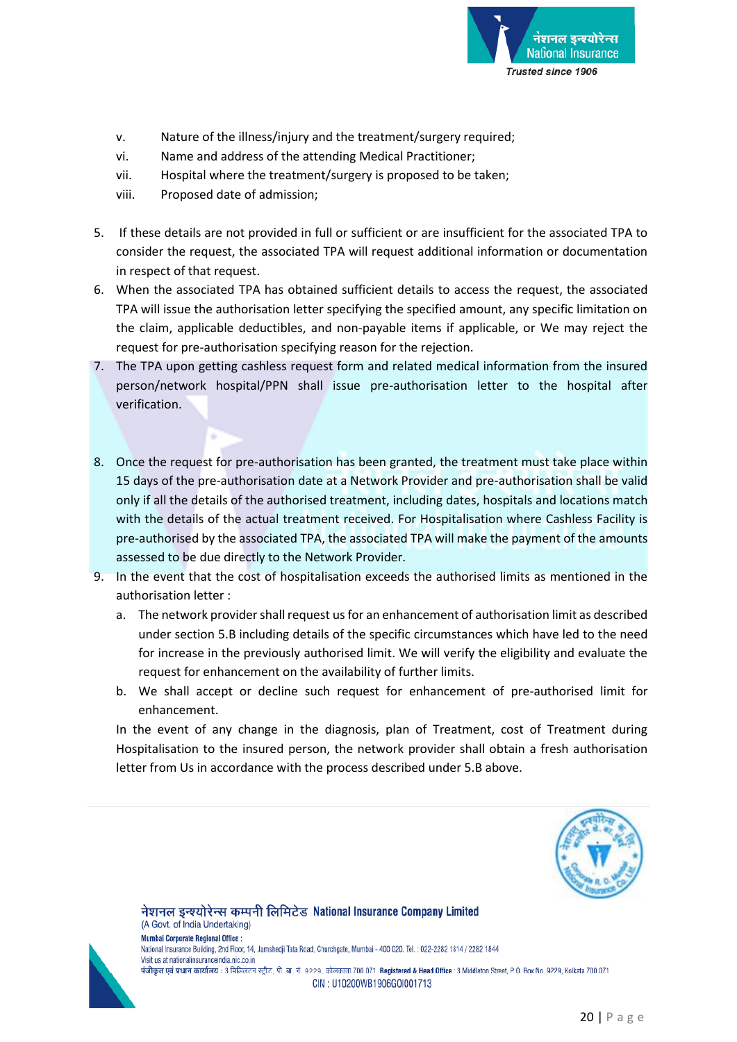v. Nature of the illness/injury and the treatment/surgery required;

vi. Name and address of the attending Medical Practitioner;

vii. Hospital where the treatment/surgery is proposed to be taken;

viii. Proposed date of admission;

5. If these details are not provided in full or sufficient or are insufficient for the associated TPA to consider the request, the associated TPA will request additional information or documentation in respect of that request.
6. When the associated TPA has obtained sufficient details to access the request, the associated TPA will issue the authorisation letter specifying the specified amount, any specific limitation on the claim, applicable deductibles, and non-payable items if applicable, or We may reject the request for pre-authorisation specifying reason for the rejection.
7. The TPA upon getting cashless request form and related medical information from the insured person/network hospital/PPN shall issue pre-authorisation letter to the hospital after verification.
8. Once the request for pre-authorisation has been granted, the treatment must take place within 15 days of the pre-authorisation date at a Network Provider and pre-authorisation shall be valid only if all the details of the authorised treatment, including dates, hospitals and locations match with the details of the actual treatment received. For Hospitalisation where Cashless Facility is pre-authorised by the associated TPA, the associated TPA will make the payment of the amounts assessed to be due directly to the Network Provider.
9. In the event that the cost of hospitalisation exceeds the authorised limits as mentioned in the authorisation letter :
   a. The network provider shall request us for an enhancement of authorisation limit as described under section 5.B including details of the specific circumstances which have led to the need for increase in the previously authorised limit. We will verify the eligibility and evaluate the request for enhancement on the availability of further limits.
   b. We shall accept or decline such request for enhancement of pre-authorised limit for enhancement.

   In the event of any change in the diagnosis, plan of Treatment, cost of Treatment during Hospitalisation to the insured person, the network provider shall obtain a fresh authorisation letter from Us in accordance with the process described under 5.B above.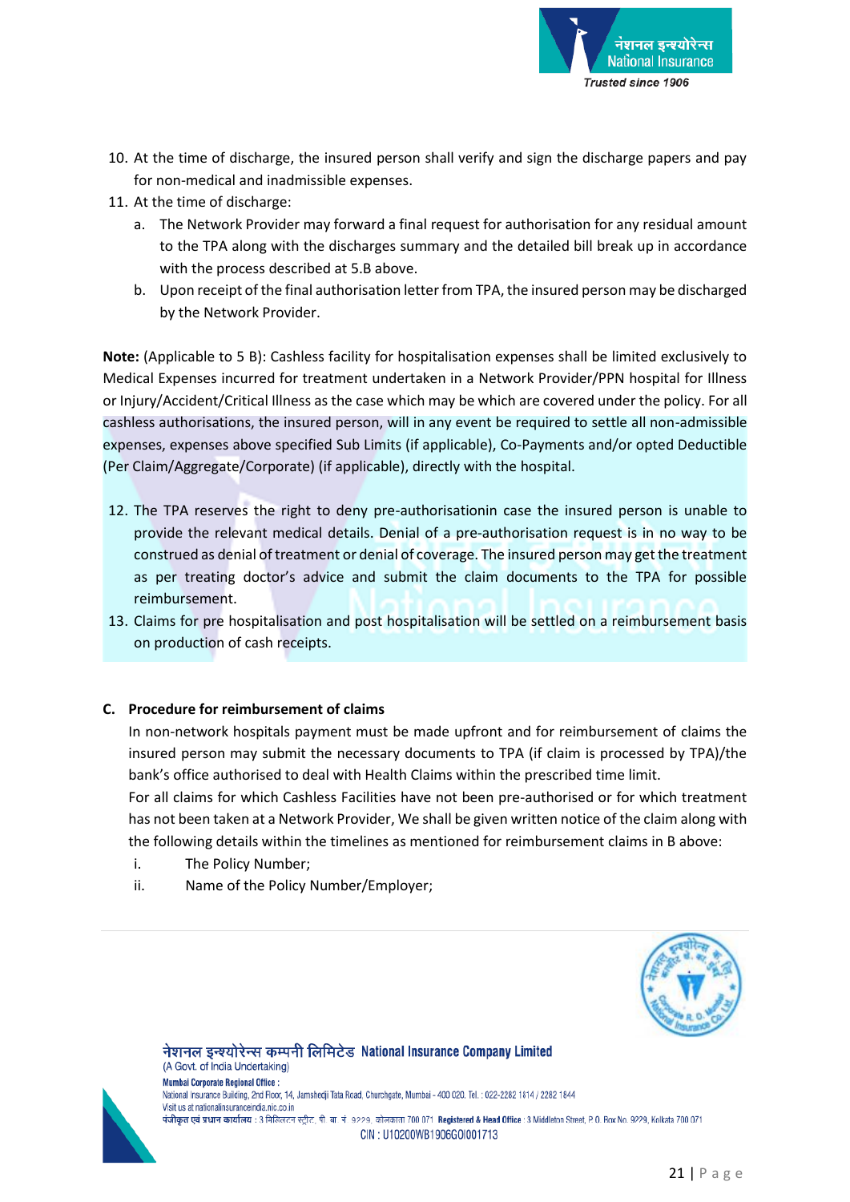10. At the time of discharge, the insured person shall verify and sign the discharge papers and pay for non-medical and inadmissible expenses.
11. At the time of discharge:
    a. The Network Provider may forward a final request for authorisation for any residual amount to the TPA along with the discharges summary and the detailed bill break up in accordance with the process described at 5.B above.
    b. Upon receipt of the final authorisation letter from TPA, the insured person may be discharged by the Network Provider.

**Note:** (Applicable to 5 B): Cashless facility for hospitalisation expenses shall be limited exclusively to Medical Expenses incurred for treatment undertaken in a Network Provider/PPN hospital for Illness or Injury/Accident/Critical Illness as the case which may be which are covered under the policy. For all cashless authorisations, the insured person, will in any event be required to settle all non-admissible expenses, expenses above specified Sub Limits (if applicable), Co-Payments and/or opted Deductible (Per Claim/Aggregate/Corporate) (if applicable), directly with the hospital.

12. The TPA reserves the right to deny pre-authorisationin case the insured person is unable to provide the relevant medical details. Denial of a pre-authorisation request is in no way to be construed as denial of treatment or denial of coverage. The insured person may get the treatment as per treating doctor's advice and submit the claim documents to the TPA for possible reimbursement.
13. Claims for pre hospitalisation and post hospitalisation will be settled on a reimbursement basis on production of cash receipts.

**C. Procedure for reimbursement of claims**

In non-network hospitals payment must be made upfront and for reimbursement of claims the insured person may submit the necessary documents to TPA (if claim is processed by TPA)/the bank's office authorised to deal with Health Claims within the prescribed time limit.

For all claims for which Cashless Facilities have not been pre-authorised or for which treatment has not been taken at a Network Provider, We shall be given written notice of the claim along with the following details within the timelines as mentioned for reimbursement claims in B above:

i. The Policy Number;
ii. Name of the Policy Number/Employer;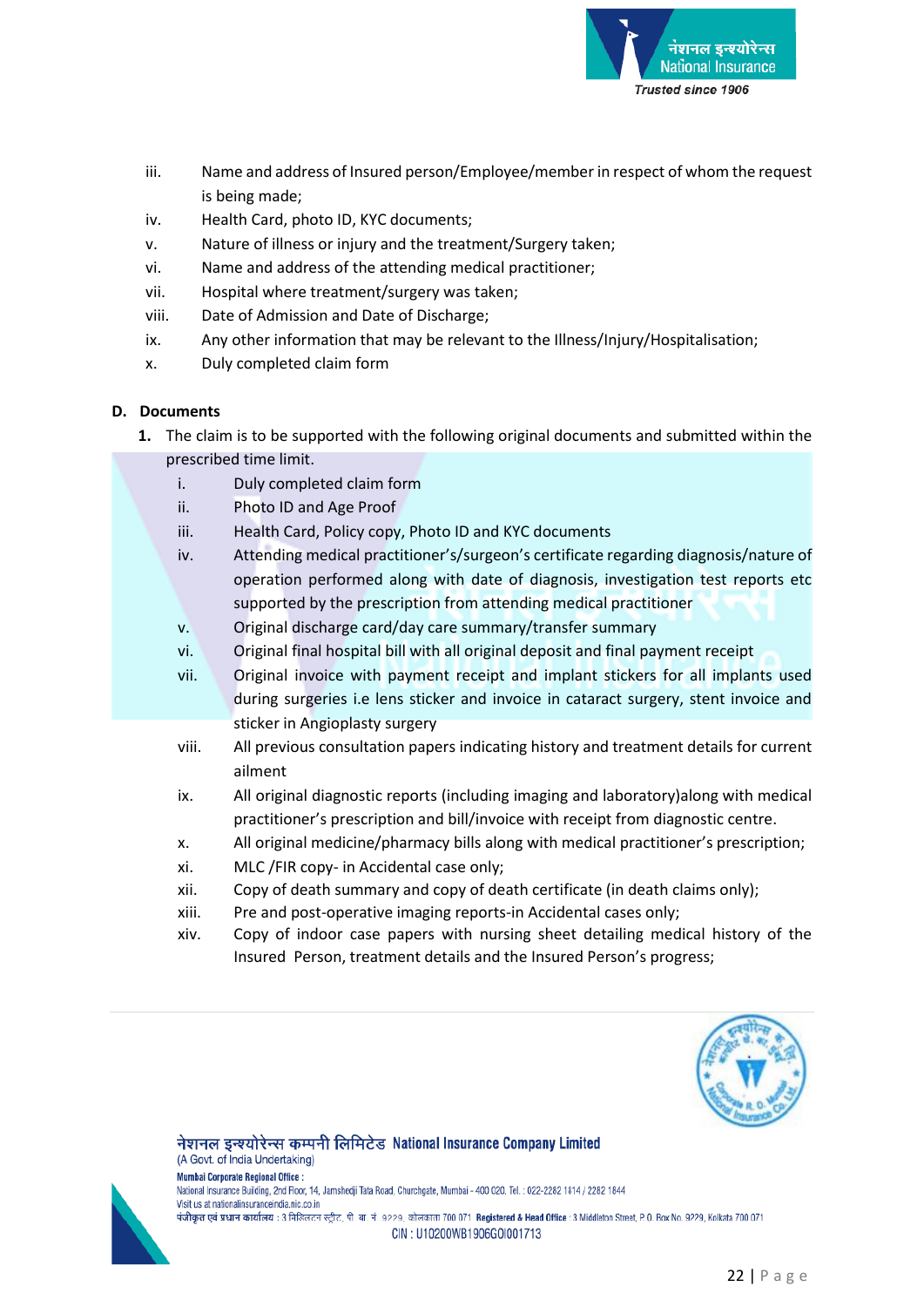iii. Name and address of Insured person/Employee/member in respect of whom the request is being made;
iv. Health Card, photo ID, KYC documents;
v. Nature of illness or injury and the treatment/Surgery taken;
vi. Name and address of the attending medical practitioner;
vii. Hospital where treatment/surgery was taken;
viii. Date of Admission and Date of Discharge;
ix. Any other information that may be relevant to the Illness/Injury/Hospitalisation;
x. Duly completed claim form

### D. Documents

1. The claim is to be supported with the following original documents and submitted within the prescribed time limit.
   i. Duly completed claim form
   ii. Photo ID and Age Proof
   iii. Health Card, Policy copy, Photo ID and KYC documents
   iv. Attending medical practitioner's/surgeon's certificate regarding diagnosis/nature of operation performed along with date of diagnosis, investigation test reports etc supported by the prescription from attending medical practitioner
   v. Original discharge card/day care summary/transfer summary
   vi. Original final hospital bill with all original deposit and final payment receipt
   vii. Original invoice with payment receipt and implant stickers for all implants used during surgeries i.e lens sticker and invoice in cataract surgery, stent invoice and sticker in Angioplasty surgery
   viii. All previous consultation papers indicating history and treatment details for current ailment
   ix. All original diagnostic reports (including imaging and laboratory)along with medical practitioner's prescription and bill/invoice with receipt from diagnostic centre.
   x. All original medicine/pharmacy bills along with medical practitioner's prescription;
   xi. MLC /FIR copy- in Accidental case only;
   xii. Copy of death summary and copy of death certificate (in death claims only);
   xiii. Pre and post-operative imaging reports-in Accidental cases only;
   xiv. Copy of indoor case papers with nursing sheet detailing medical history of the Insured Person, treatment details and the Insured Person's progress;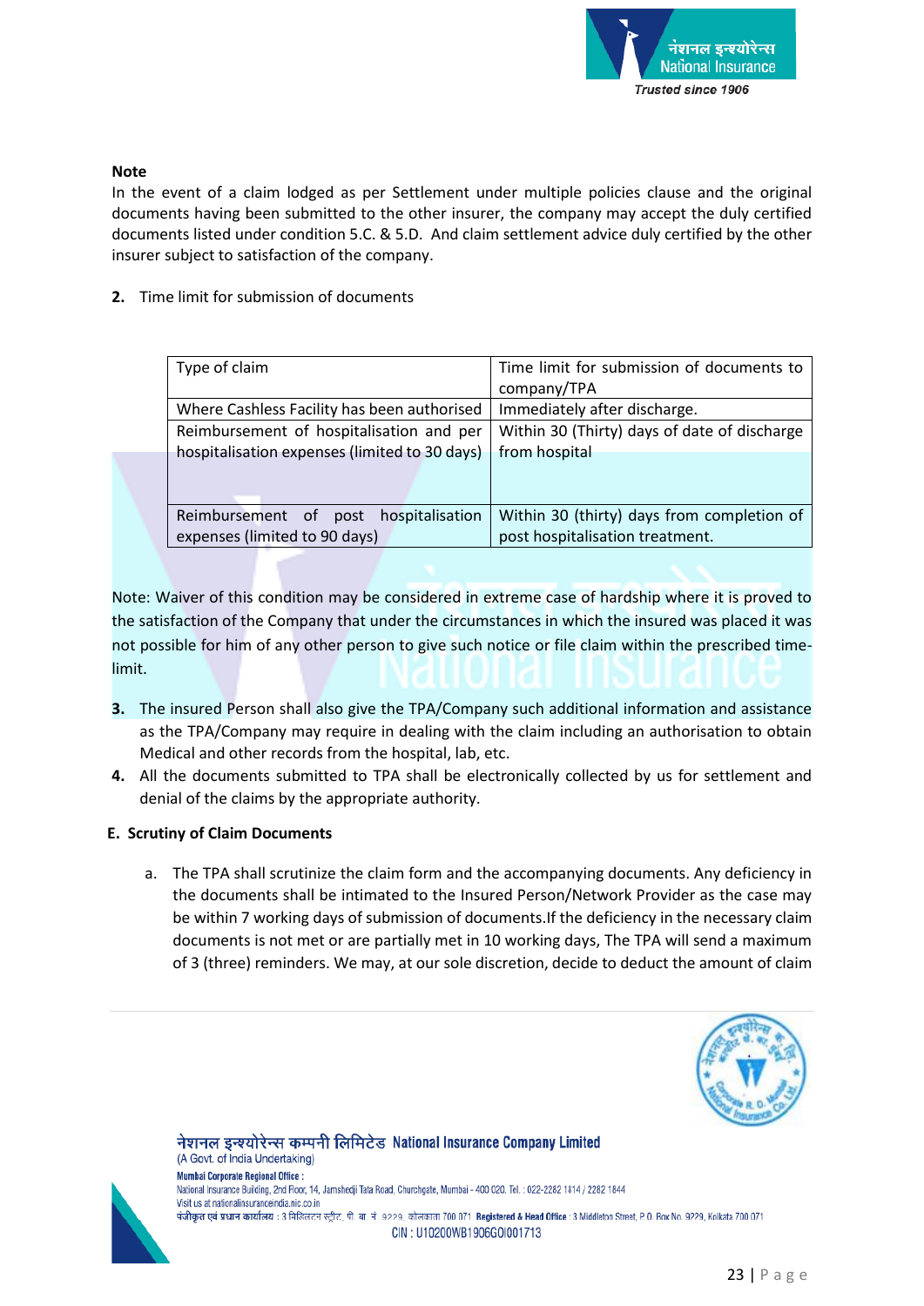**Note**

In the event of a claim lodged as per Settlement under multiple policies clause and the original documents having been submitted to the other insurer, the company may accept the duly certified documents listed under condition 5.C. & 5.D. And claim settlement advice duly certified by the other insurer subject to satisfaction of the company.

**2.** Time limit for submission of documents

| Type of claim | Time limit for submission of documents to company/TPA |
|---|---|
| Where Cashless Facility has been authorised | Immediately after discharge. |
| Reimbursement of hospitalisation and per hospitalisation expenses (limited to 30 days) | Within 30 (Thirty) days of date of discharge from hospital |
| Reimbursement of post hospitalisation expenses (limited to 90 days) | Within 30 (thirty) days from completion of post hospitalisation treatment. |

Note: Waiver of this condition may be considered in extreme case of hardship where it is proved to the satisfaction of the Company that under the circumstances in which the insured was placed it was not possible for him of any other person to give such notice or file claim within the prescribed time-limit.

**3.** The insured Person shall also give the TPA/Company such additional information and assistance as the TPA/Company may require in dealing with the claim including an authorisation to obtain Medical and other records from the hospital, lab, etc.

**4.** All the documents submitted to TPA shall be electronically collected by us for settlement and denial of the claims by the appropriate authority.

**E. Scrutiny of Claim Documents**

a. The TPA shall scrutinize the claim form and the accompanying documents. Any deficiency in the documents shall be intimated to the Insured Person/Network Provider as the case may be within 7 working days of submission of documents.If the deficiency in the necessary claim documents is not met or are partially met in 10 working days, The TPA will send a maximum of 3 (three) reminders. We may, at our sole discretion, decide to deduct the amount of claim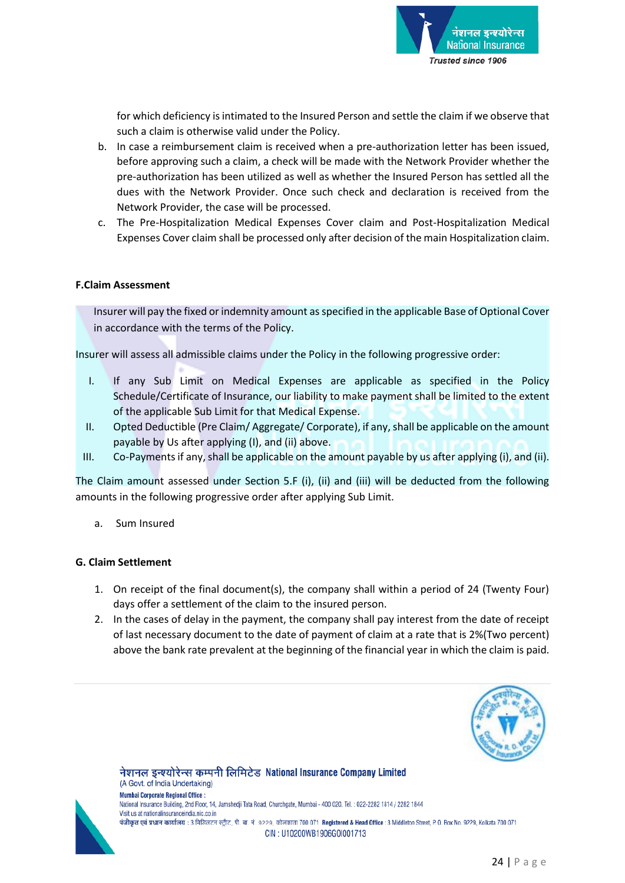for which deficiency is intimated to the Insured Person and settle the claim if we observe that such a claim is otherwise valid under the Policy.

b. In case a reimbursement claim is received when a pre-authorization letter has been issued, before approving such a claim, a check will be made with the Network Provider whether the pre-authorization has been utilized as well as whether the Insured Person has settled all the dues with the Network Provider. Once such check and declaration is received from the Network Provider, the case will be processed.

c. The Pre-Hospitalization Medical Expenses Cover claim and Post-Hospitalization Medical Expenses Cover claim shall be processed only after decision of the main Hospitalization claim.

**F.Claim Assessment**

Insurer will pay the fixed or indemnity amount as specified in the applicable Base of Optional Cover in accordance with the terms of the Policy.

Insurer will assess all admissible claims under the Policy in the following progressive order:

I. If any Sub Limit on Medical Expenses are applicable as specified in the Policy Schedule/Certificate of Insurance, our liability to make payment shall be limited to the extent of the applicable Sub Limit for that Medical Expense.

II. Opted Deductible (Pre Claim/ Aggregate/ Corporate), if any, shall be applicable on the amount payable by Us after applying (I), and (ii) above.

III. Co-Payments if any, shall be applicable on the amount payable by us after applying (i), and (ii).

The Claim amount assessed under Section 5.F (i), (ii) and (iii) will be deducted from the following amounts in the following progressive order after applying Sub Limit.

a. Sum Insured

**G. Claim Settlement**

1. On receipt of the final document(s), the company shall within a period of 24 (Twenty Four) days offer a settlement of the claim to the insured person.
2. In the cases of delay in the payment, the company shall pay interest from the date of receipt of last necessary document to the date of payment of claim at a rate that is 2%(Two percent) above the bank rate prevalent at the beginning of the financial year in which the claim is paid.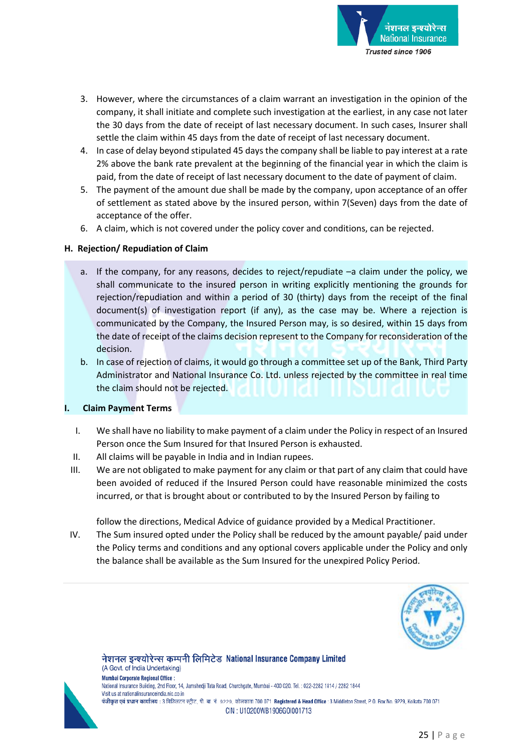3. However, where the circumstances of a claim warrant an investigation in the opinion of the company, it shall initiate and complete such investigation at the earliest, in any case not later the 30 days from the date of receipt of last necessary document. In such cases, Insurer shall settle the claim within 45 days from the date of receipt of last necessary document.
4. In case of delay beyond stipulated 45 days the company shall be liable to pay interest at a rate 2% above the bank rate prevalent at the beginning of the financial year in which the claim is paid, from the date of receipt of last necessary document to the date of payment of claim.
5. The payment of the amount due shall be made by the company, upon acceptance of an offer of settlement as stated above by the insured person, within 7(Seven) days from the date of acceptance of the offer.
6. A claim, which is not covered under the policy cover and conditions, can be rejected.

## H. Rejection/ Repudiation of Claim

a. If the company, for any reasons, decides to reject/repudiate –a claim under the policy, we shall communicate to the insured person in writing explicitly mentioning the grounds for rejection/repudiation and within a period of 30 (thirty) days from the receipt of the final document(s) of investigation report (if any), as the case may be. Where a rejection is communicated by the Company, the Insured Person may, is so desired, within 15 days from the date of receipt of the claims decision represent to the Company for reconsideration of the decision.

b. In case of rejection of claims, it would go through a committee set up of the Bank, Third Party Administrator and National Insurance Co. Ltd. unless rejected by the committee in real time the claim should not be rejected.

## I. Claim Payment Terms

I. We shall have no liability to make payment of a claim under the Policy in respect of an Insured Person once the Sum Insured for that Insured Person is exhausted.

II. All claims will be payable in India and in Indian rupees.

III. We are not obligated to make payment for any claim or that part of any claim that could have been avoided of reduced if the Insured Person could have reasonable minimized the costs incurred, or that is brought about or contributed to by the Insured Person by failing to follow the directions, Medical Advice of guidance provided by a Medical Practitioner.

IV. The Sum insured opted under the Policy shall be reduced by the amount payable/ paid under the Policy terms and conditions and any optional covers applicable under the Policy and only the balance shall be available as the Sum Insured for the unexpired Policy Period.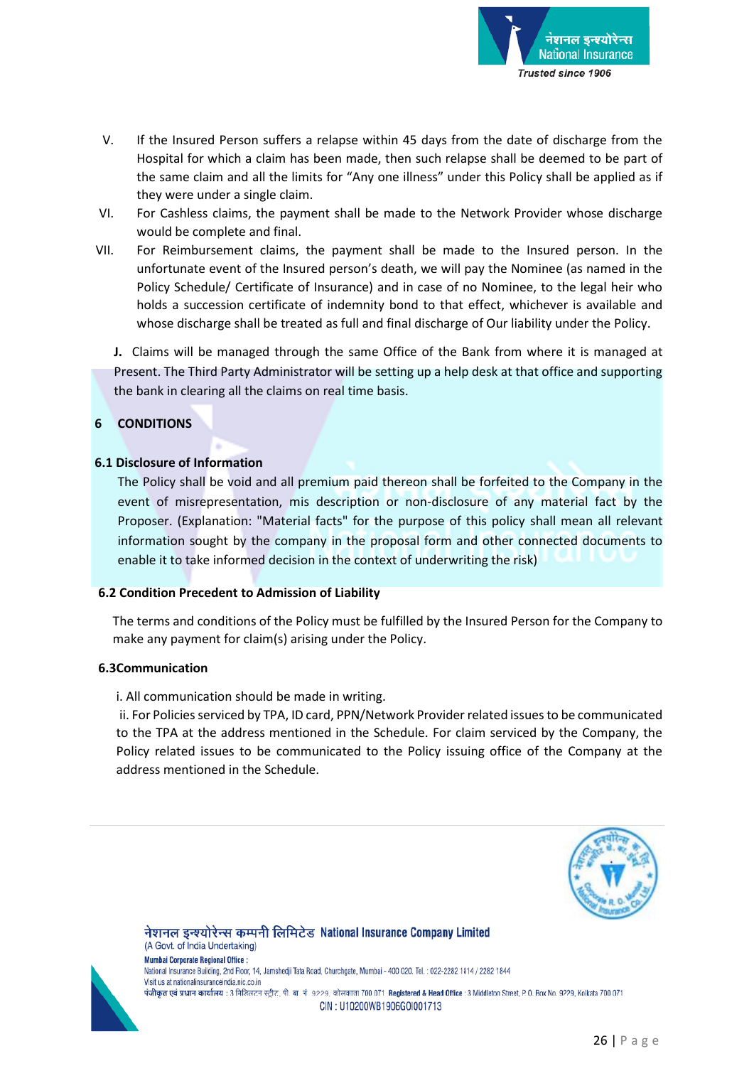V. If the Insured Person suffers a relapse within 45 days from the date of discharge from the Hospital for which a claim has been made, then such relapse shall be deemed to be part of the same claim and all the limits for "Any one illness" under this Policy shall be applied as if they were under a single claim.

VI. For Cashless claims, the payment shall be made to the Network Provider whose discharge would be complete and final.

VII. For Reimbursement claims, the payment shall be made to the Insured person. In the unfortunate event of the Insured person's death, we will pay the Nominee (as named in the Policy Schedule/ Certificate of Insurance) and in case of no Nominee, to the legal heir who holds a succession certificate of indemnity bond to that effect, whichever is available and whose discharge shall be treated as full and final discharge of Our liability under the Policy.

**J.** Claims will be managed through the same Office of the Bank from where it is managed at Present. The Third Party Administrator will be setting up a help desk at that office and supporting the bank in clearing all the claims on real time basis.

## 6 CONDITIONS

### 6.1 Disclosure of Information

The Policy shall be void and all premium paid thereon shall be forfeited to the Company in the event of misrepresentation, mis description or non-disclosure of any material fact by the Proposer. (Explanation: "Material facts" for the purpose of this policy shall mean all relevant information sought by the company in the proposal form and other connected documents to enable it to take informed decision in the context of underwriting the risk)

### 6.2 Condition Precedent to Admission of Liability

The terms and conditions of the Policy must be fulfilled by the Insured Person for the Company to make any payment for claim(s) arising under the Policy.

### 6.3Communication

i. All communication should be made in writing.

ii. For Policies serviced by TPA, ID card, PPN/Network Provider related issues to be communicated to the TPA at the address mentioned in the Schedule. For claim serviced by the Company, the Policy related issues to be communicated to the Policy issuing office of the Company at the address mentioned in the Schedule.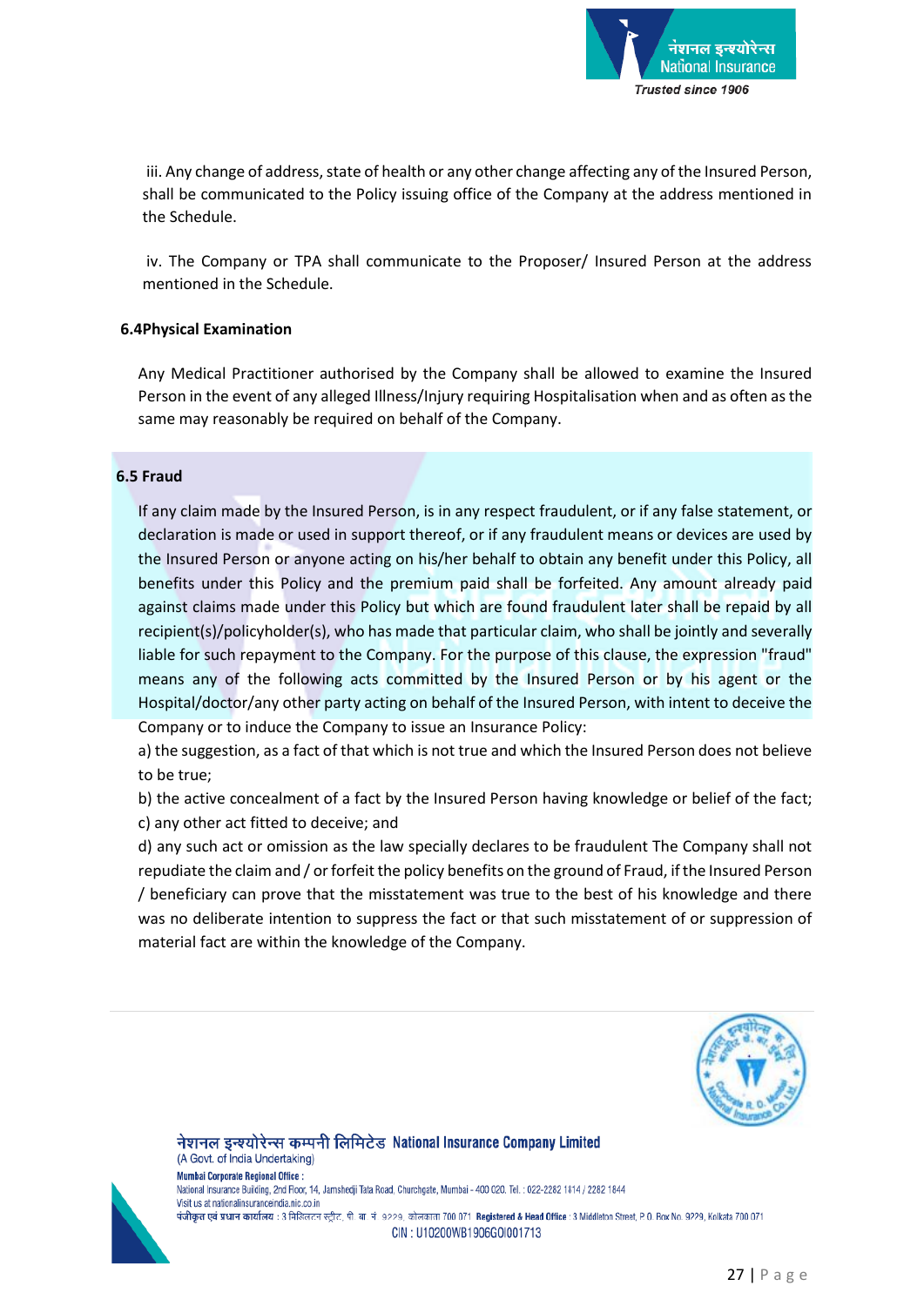iii. Any change of address, state of health or any other change affecting any of the Insured Person, shall be communicated to the Policy issuing office of the Company at the address mentioned in the Schedule.

iv. The Company or TPA shall communicate to the Proposer/ Insured Person at the address mentioned in the Schedule.

**6.4Physical Examination**

Any Medical Practitioner authorised by the Company shall be allowed to examine the Insured Person in the event of any alleged Illness/Injury requiring Hospitalisation when and as often as the same may reasonably be required on behalf of the Company.

**6.5 Fraud**

If any claim made by the Insured Person, is in any respect fraudulent, or if any false statement, or declaration is made or used in support thereof, or if any fraudulent means or devices are used by the Insured Person or anyone acting on his/her behalf to obtain any benefit under this Policy, all benefits under this Policy and the premium paid shall be forfeited. Any amount already paid against claims made under this Policy but which are found fraudulent later shall be repaid by all recipient(s)/policyholder(s), who has made that particular claim, who shall be jointly and severally liable for such repayment to the Company. For the purpose of this clause, the expression "fraud" means any of the following acts committed by the Insured Person or by his agent or the Hospital/doctor/any other party acting on behalf of the Insured Person, with intent to deceive the Company or to induce the Company to issue an Insurance Policy:

a) the suggestion, as a fact of that which is not true and which the Insured Person does not believe to be true;

b) the active concealment of a fact by the Insured Person having knowledge or belief of the fact;

c) any other act fitted to deceive; and

d) any such act or omission as the law specially declares to be fraudulent The Company shall not repudiate the claim and / or forfeit the policy benefits on the ground of Fraud, if the Insured Person / beneficiary can prove that the misstatement was true to the best of his knowledge and there was no deliberate intention to suppress the fact or that such misstatement of or suppression of material fact are within the knowledge of the Company.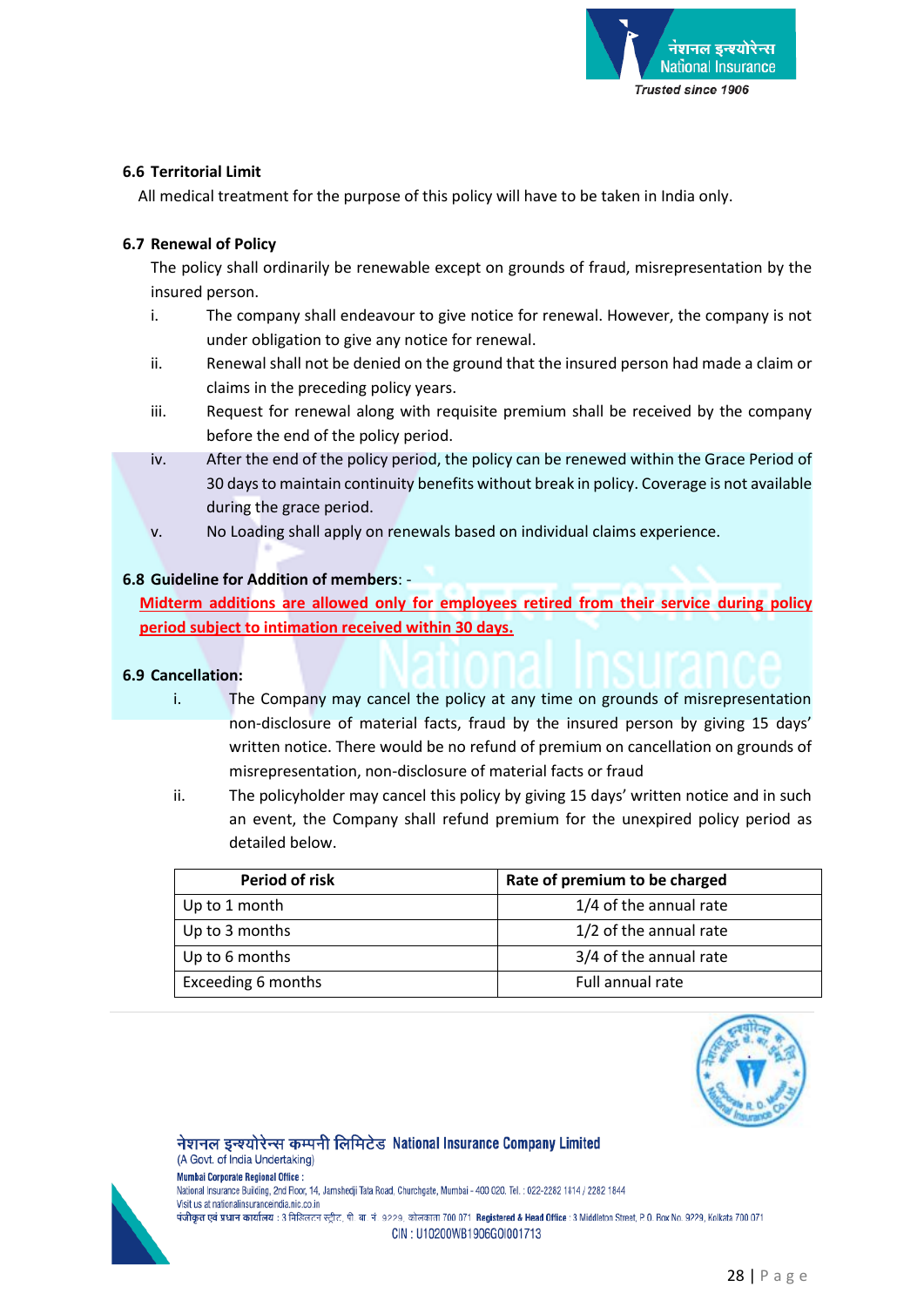### 6.6 Territorial Limit

All medical treatment for the purpose of this policy will have to be taken in India only.

### 6.7 Renewal of Policy

The policy shall ordinarily be renewable except on grounds of fraud, misrepresentation by the insured person.

i. The company shall endeavour to give notice for renewal. However, the company is not under obligation to give any notice for renewal.

ii. Renewal shall not be denied on the ground that the insured person had made a claim or claims in the preceding policy years.

iii. Request for renewal along with requisite premium shall be received by the company before the end of the policy period.

iv. After the end of the policy period, the policy can be renewed within the Grace Period of 30 days to maintain continuity benefits without break in policy. Coverage is not available during the grace period.

v. No Loading shall apply on renewals based on individual claims experience.

### 6.8 Guideline for Addition of members: -

**Midterm additions are allowed only for employees retired from their service during policy period subject to intimation received within 30 days.**

### 6.9 Cancellation:

i. The Company may cancel the policy at any time on grounds of misrepresentation non-disclosure of material facts, fraud by the insured person by giving 15 days' written notice. There would be no refund of premium on cancellation on grounds of misrepresentation, non-disclosure of material facts or fraud

ii. The policyholder may cancel this policy by giving 15 days' written notice and in such an event, the Company shall refund premium for the unexpired policy period as detailed below.

| Period of risk | Rate of premium to be charged |
|---|---|
| Up to 1 month | 1/4 of the annual rate |
| Up to 3 months | 1/2 of the annual rate |
| Up to 6 months | 3/4 of the annual rate |
| Exceeding 6 months | Full annual rate |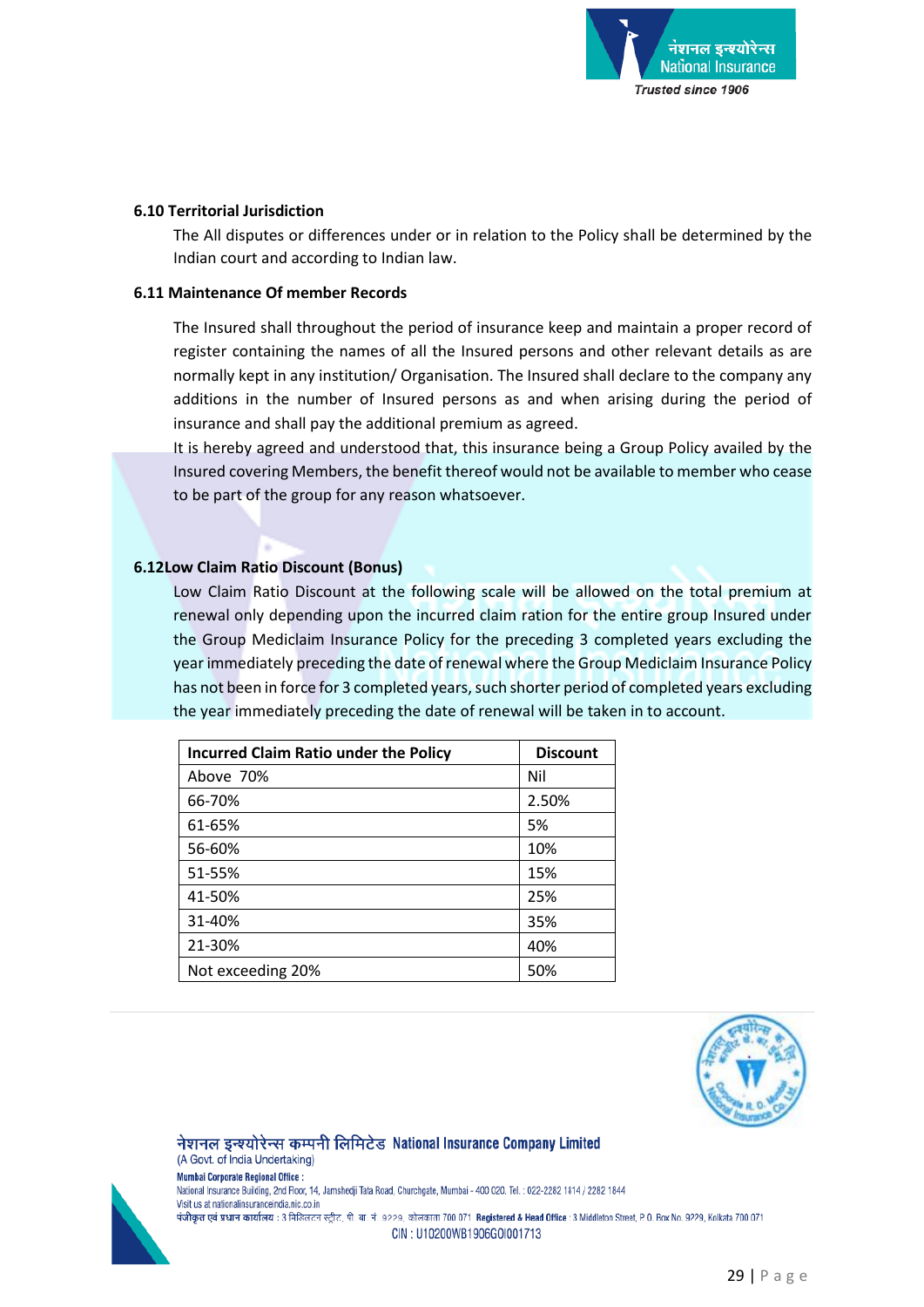### 6.10 Territorial Jurisdiction

The All disputes or differences under or in relation to the Policy shall be determined by the Indian court and according to Indian law.

### 6.11 Maintenance Of member Records

The Insured shall throughout the period of insurance keep and maintain a proper record of register containing the names of all the Insured persons and other relevant details as are normally kept in any institution/ Organisation. The Insured shall declare to the company any additions in the number of Insured persons as and when arising during the period of insurance and shall pay the additional premium as agreed.

It is hereby agreed and understood that, this insurance being a Group Policy availed by the Insured covering Members, the benefit thereof would not be available to member who cease to be part of the group for any reason whatsoever.

### 6.12Low Claim Ratio Discount (Bonus)

Low Claim Ratio Discount at the following scale will be allowed on the total premium at renewal only depending upon the incurred claim ration for the entire group Insured under the Group Mediclaim Insurance Policy for the preceding 3 completed years excluding the year immediately preceding the date of renewal where the Group Mediclaim Insurance Policy has not been in force for 3 completed years, such shorter period of completed years excluding the year immediately preceding the date of renewal will be taken in to account.

| Incurred Claim Ratio under the Policy | Discount |
|---|---|
| Above 70% | Nil |
| 66-70% | 2.50% |
| 61-65% | 5% |
| 56-60% | 10% |
| 51-55% | 15% |
| 41-50% | 25% |
| 31-40% | 35% |
| 21-30% | 40% |
| Not exceeding 20% | 50% |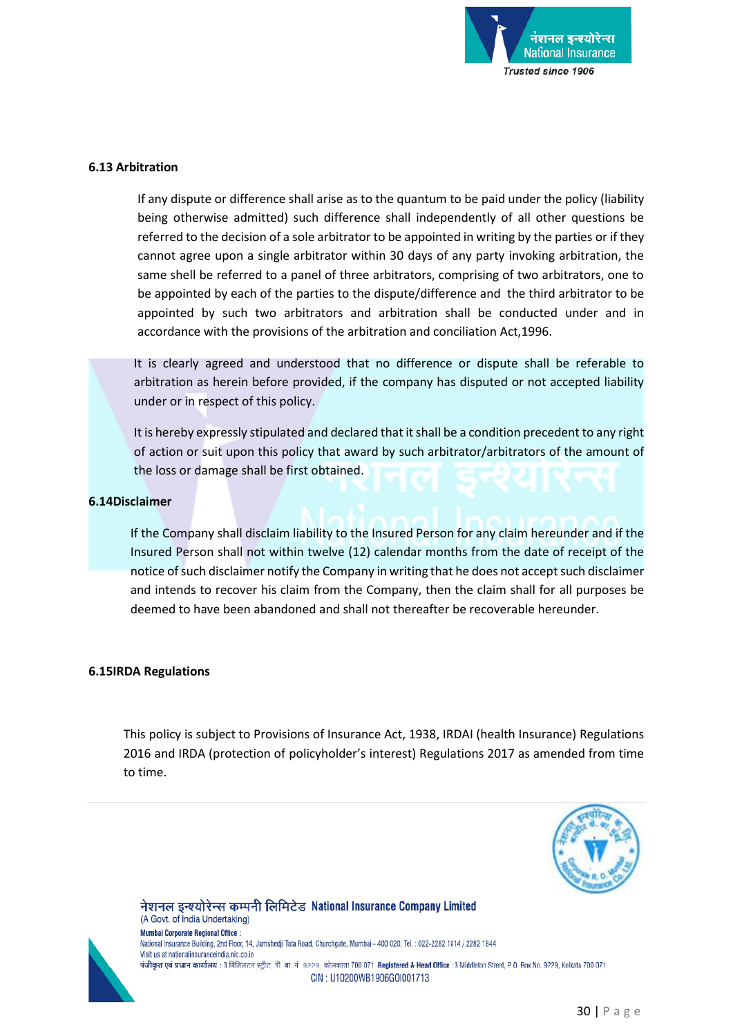### 6.13 Arbitration

If any dispute or difference shall arise as to the quantum to be paid under the policy (liability being otherwise admitted) such difference shall independently of all other questions be referred to the decision of a sole arbitrator to be appointed in writing by the parties or if they cannot agree upon a single arbitrator within 30 days of any party invoking arbitration, the same shell be referred to a panel of three arbitrators, comprising of two arbitrators, one to be appointed by each of the parties to the dispute/difference and the third arbitrator to be appointed by such two arbitrators and arbitration shall be conducted under and in accordance with the provisions of the arbitration and conciliation Act,1996.

It is clearly agreed and understood that no difference or dispute shall be referable to arbitration as herein before provided, if the company has disputed or not accepted liability under or in respect of this policy.

It is hereby expressly stipulated and declared that it shall be a condition precedent to any right of action or suit upon this policy that award by such arbitrator/arbitrators of the amount of the loss or damage shall be first obtained.

### 6.14Disclaimer

If the Company shall disclaim liability to the Insured Person for any claim hereunder and if the Insured Person shall not within twelve (12) calendar months from the date of receipt of the notice of such disclaimer notify the Company in writing that he does not accept such disclaimer and intends to recover his claim from the Company, then the claim shall for all purposes be deemed to have been abandoned and shall not thereafter be recoverable hereunder.

### 6.15IRDA Regulations

This policy is subject to Provisions of Insurance Act, 1938, IRDAI (health Insurance) Regulations 2016 and IRDA (protection of policyholder's interest) Regulations 2017 as amended from time to time.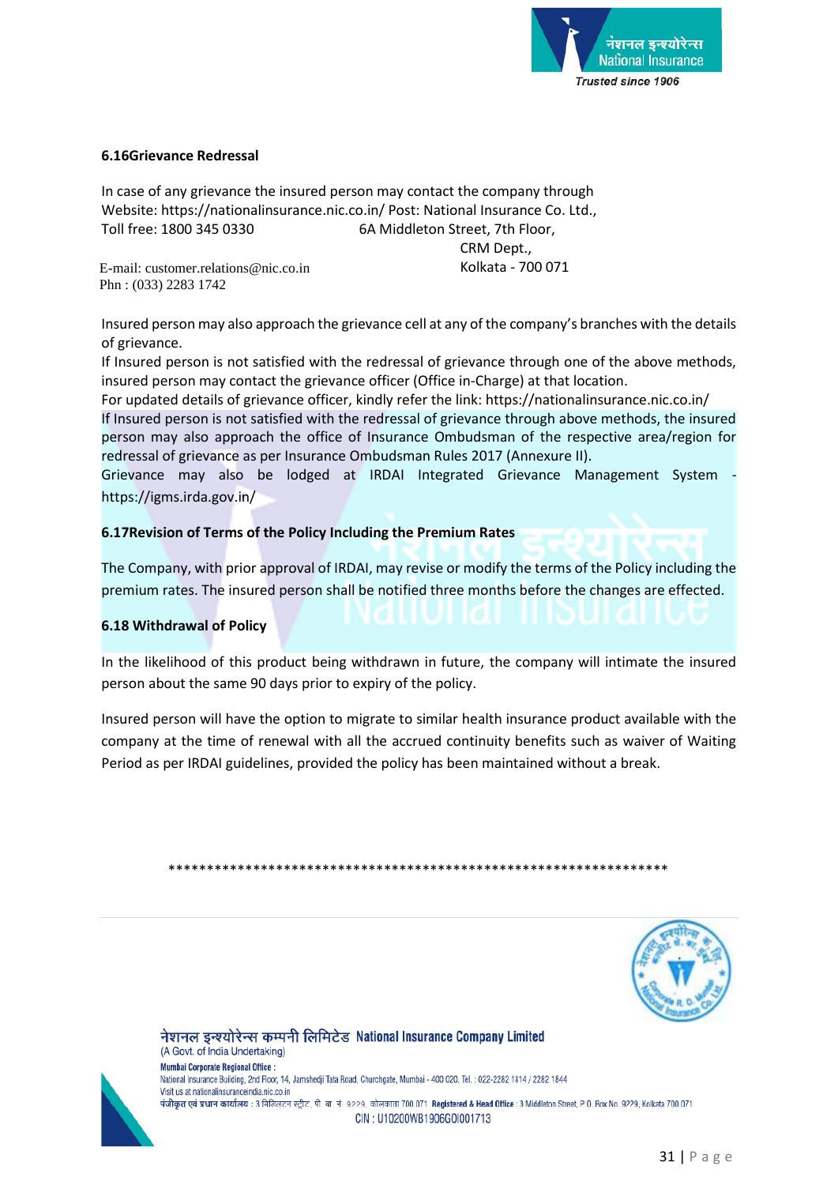### 6.16Grievance Redressal

In case of any grievance the insured person may contact the company through
Website: https://nationalinsurance.nic.co.in/ Post: National Insurance Co. Ltd.,
Toll free: 1800 345 0330 6A Middleton Street, 7th Floor,
CRM Dept.,
E-mail: customer.relations@nic.co.in Kolkata - 700 071
Phn : (033) 2283 1742

Insured person may also approach the grievance cell at any of the company's branches with the details of grievance.
If Insured person is not satisfied with the redressal of grievance through one of the above methods, insured person may contact the grievance officer (Office in-Charge) at that location.
For updated details of grievance officer, kindly refer the link: https://nationalinsurance.nic.co.in/
If Insured person is not satisfied with the redressal of grievance through above methods, the insured person may also approach the office of Insurance Ombudsman of the respective area/region for redressal of grievance as per Insurance Ombudsman Rules 2017 (Annexure II).
Grievance may also be lodged at IRDAI Integrated Grievance Management System - https://igms.irda.gov.in/

### 6.17Revision of Terms of the Policy Including the Premium Rates

The Company, with prior approval of IRDAI, may revise or modify the terms of the Policy including the premium rates. The insured person shall be notified three months before the changes are effected.

### 6.18 Withdrawal of Policy

In the likelihood of this product being withdrawn in future, the company will intimate the insured person about the same 90 days prior to expiry of the policy.

Insured person will have the option to migrate to similar health insurance product available with the company at the time of renewal with all the accrued continuity benefits such as waiver of Waiting Period as per IRDAI guidelines, provided the policy has been maintained without a break.

*****************************************************************

नेशनल इन्श्योरेन्स कम्पनी लिमिटेड National Insurance Company Limited
(A Govt. of India Undertaking)
Mumbai Corporate Regional Office :
National Insurance Building, 2nd Floor, 14, Jamshedji Tata Road, Churchgate, Mumbai - 400 020. Tel. : 022-2282 1814 / 2282 1844
Visit us at nationalinsuranceindia.nic.co.in
पंजीकृत एवं प्रधान कार्यालय : 3 मिडिलटन स्ट्रीट, पो. बा. नं. 9229, कोलकाता 700 071 Registered & Head Office : 3 Middleton Street, P.O. Box No. 9229, Kolkata 700 071
CIN : U10200WB1906GOI001713